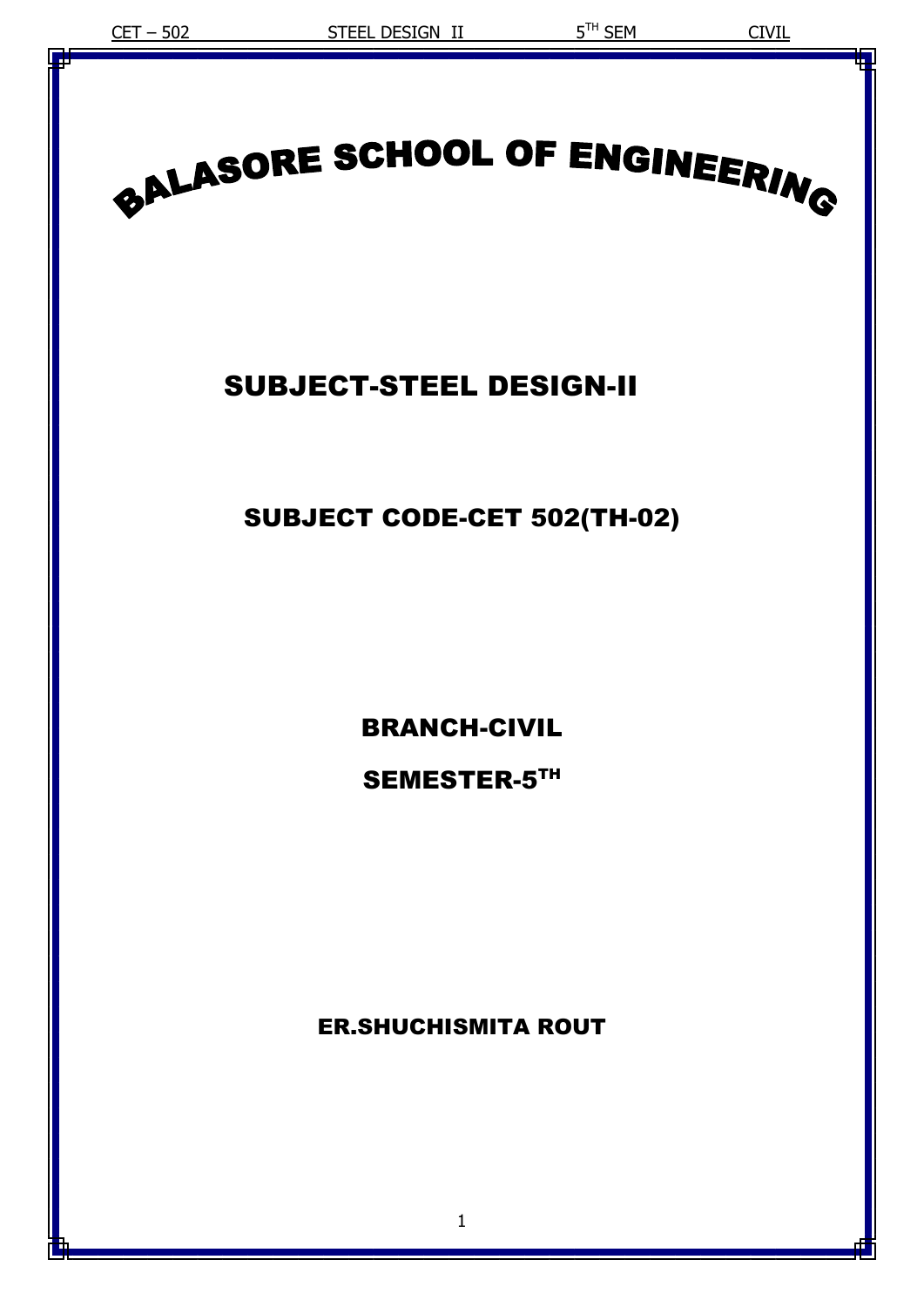# BALASORE SCHOOL OF ENGINEERING

## SUBJECT-STEEL DESIGN-II

## SUBJECT CODE-CET 502(TH-02)

**BRANCH-CIVIL**

**SEMESTER-5TH**

**ER.SHUCHISMITA ROUT**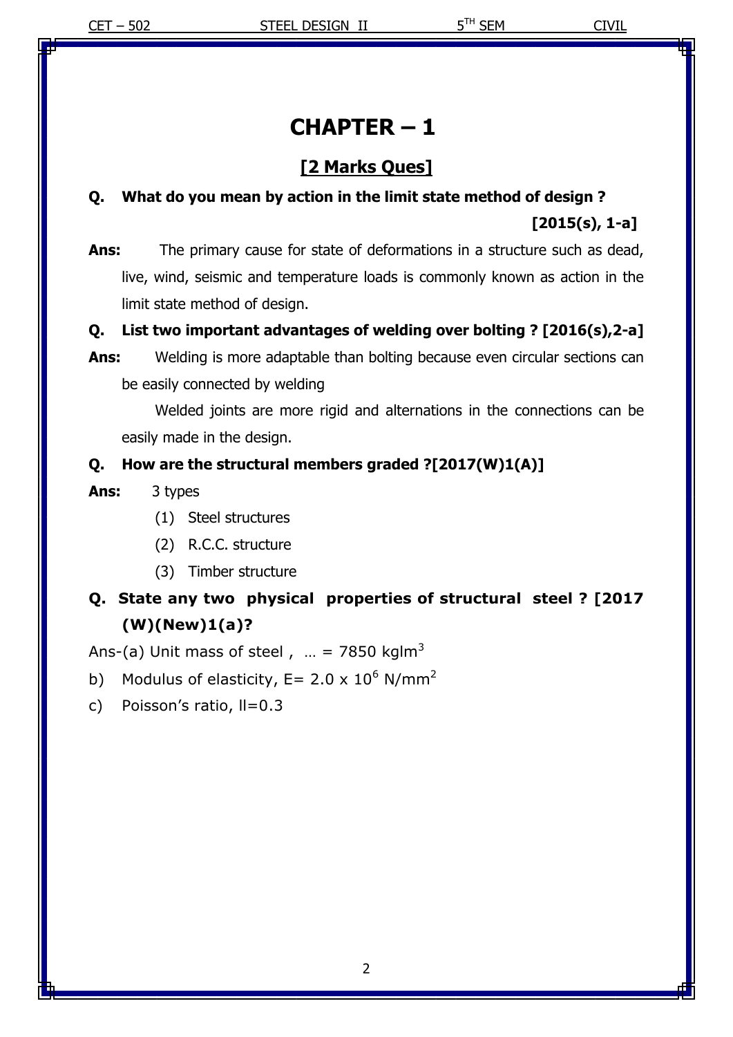# CHAPTER – 1

## [2 Marks Ques]

**Q. What do you mean by action in the limit state method of design ?**

**[2015(s), 1-a]**

**Ans:** The primary cause for state of deformations in a structure such as dead, live, wind, seismic and temperature loads is commonly known as action in the limit state method of design.

**Q. List two important advantages of welding over bolting ? [2016(s),2-a]**

**Ans:** Welding is more adaptable than bolting because even circular sections can be easily connected by welding

Welded joints are more rigid and alternations in the connections can be easily made in the design.

**Q. How are the structural members graded ?[2017(W)1(A)]**

**Ans:** 3 types

1. Steel structures
2. R.C.C. structure
3. Timber structure

**Q. State any two physical properties of structural steel ? [2017 (W)(New)1(a)?**

Ans-(a) Unit mass of steel , … = 7850 kglm$^3$

b) Modulus of elasticity, E= 2.0 x $10^6$ N/mm$^2$

c) Poisson's ratio, ll=0.3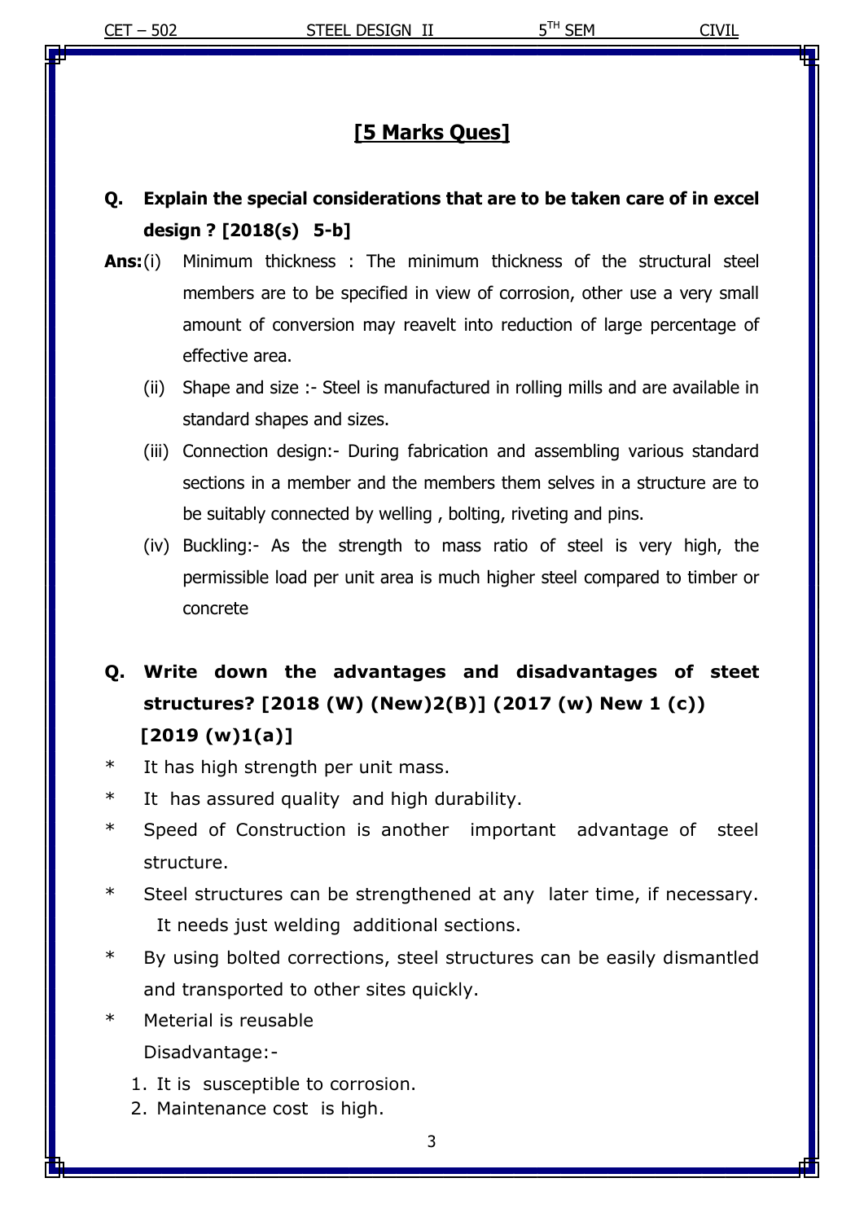## [5 Marks Ques]

**Q. Explain the special considerations that are to be taken care of in excel design ? [2018(s) 5-b]**

**Ans:**(i) Minimum thickness : The minimum thickness of the structural steel members are to be specified in view of corrosion, other use a very small amount of conversion may reavelt into reduction of large percentage of effective area.

(ii) Shape and size :- Steel is manufactured in rolling mills and are available in standard shapes and sizes.

(iii) Connection design:- During fabrication and assembling various standard sections in a member and the members them selves in a structure are to be suitably connected by welling , bolting, riveting and pins.

(iv) Buckling:- As the strength to mass ratio of steel is very high, the permissible load per unit area is much higher steel compared to timber or concrete

**Q. Write down the advantages and disadvantages of steet structures? [2018 (W) (New)2(B)] (2017 (w) New 1 (c)) [2019 (w)1(a)]**

* It has high strength per unit mass.
* It has assured quality and high durability.
* Speed of Construction is another important advantage of steel structure.
* Steel structures can be strengthened at any later time, if necessary. It needs just welding additional sections.
* By using bolted corrections, steel structures can be easily dismantled and transported to other sites quickly.
* Meterial is reusable

Disadvantage:-

1. It is susceptible to corrosion.
2. Maintenance cost is high.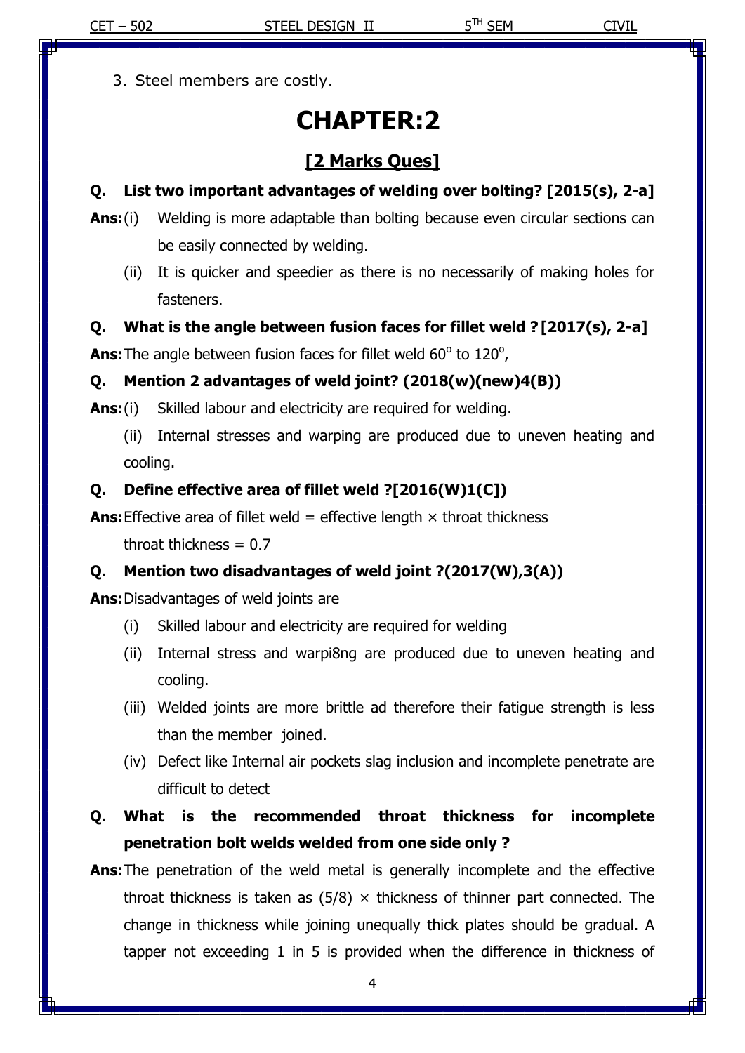3. Steel members are costly.

# CHAPTER:2

## [2 Marks Ques]

**Q. List two important advantages of welding over bolting? [2015(s), 2-a]**

**Ans:** (i) Welding is more adaptable than bolting because even circular sections can be easily connected by welding.

(ii) It is quicker and speedier as there is no necessarily of making holes for fasteners.

**Q. What is the angle between fusion faces for fillet weld ? [2017(s), 2-a]**

**Ans:** The angle between fusion faces for fillet weld $60^o$ to $120^o$,

**Q. Mention 2 advantages of weld joint? (2018(w)(new)4(B))**

**Ans:** (i) Skilled labour and electricity are required for welding.

(ii) Internal stresses and warping are produced due to uneven heating and cooling.

**Q. Define effective area of fillet weld ?[2016(W)1(C])**

**Ans:** Effective area of fillet weld = effective length × throat thickness

throat thickness = 0.7

**Q. Mention two disadvantages of weld joint ?(2017(W),3(A))**

**Ans:** Disadvantages of weld joints are

(i) Skilled labour and electricity are required for welding

(ii) Internal stress and warpi8ng are produced due to uneven heating and cooling.

(iii) Welded joints are more brittle ad therefore their fatigue strength is less than the member joined.

(iv) Defect like Internal air pockets slag inclusion and incomplete penetrate are difficult to detect

**Q. What is the recommended throat thickness for incomplete penetration bolt welds welded from one side only ?**

**Ans:** The penetration of the weld metal is generally incomplete and the effective throat thickness is taken as (5/8) × thickness of thinner part connected. The change in thickness while joining unequally thick plates should be gradual. A tapper not exceeding 1 in 5 is provided when the difference in thickness of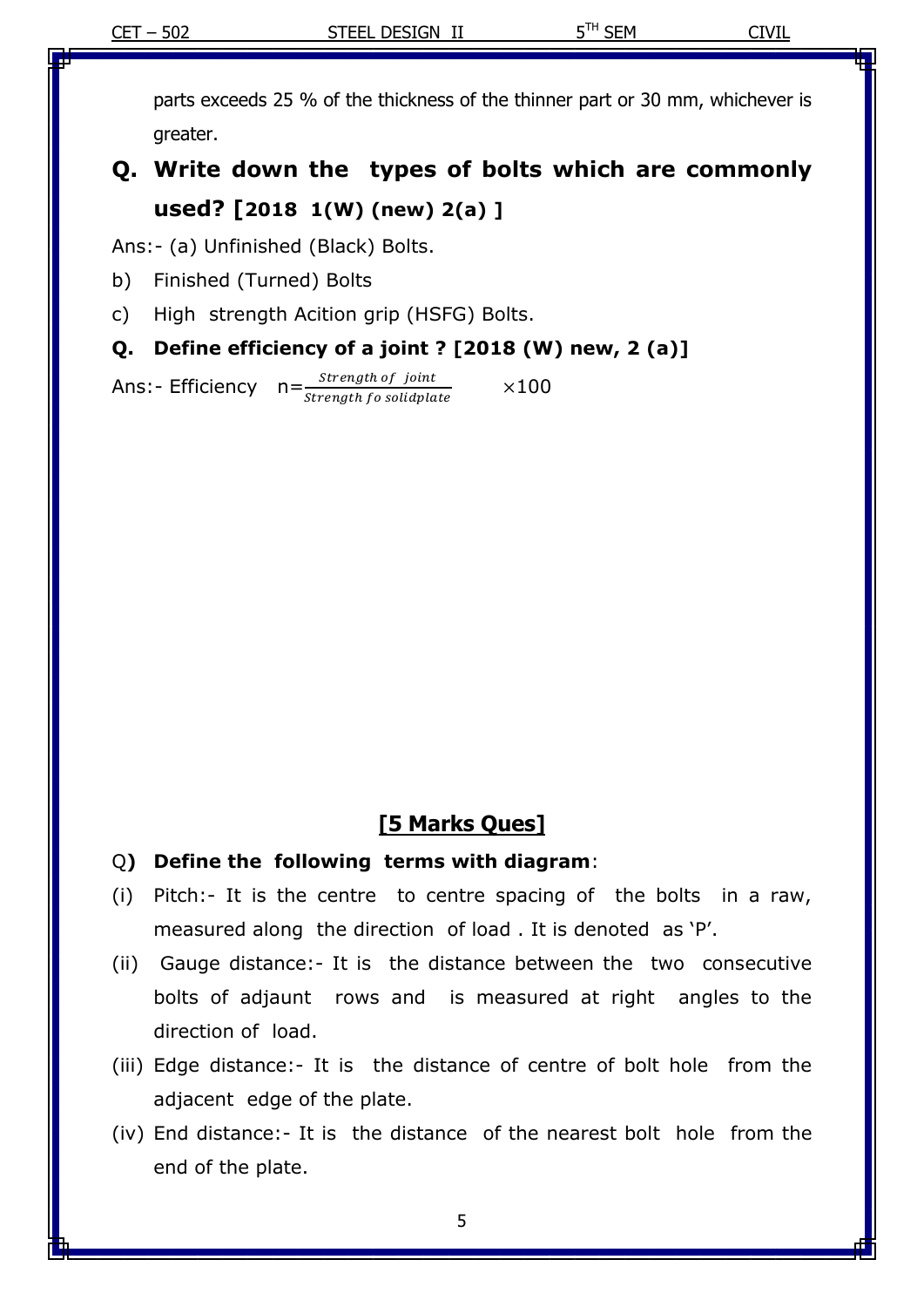parts exceeds 25 % of the thickness of the thinner part or 30 mm, whichever is greater.

## Q. Write down the types of bolts which are commonly used? [2018 1(W) (new) 2(a) ]

Ans:- (a) Unfinished (Black) Bolts.

b) Finished (Turned) Bolts

c) High strength Acition grip (HSFG) Bolts.

### Q. Define efficiency of a joint ? [2018 (W) new, 2 (a)]

Ans:- Efficiency $n = \frac{Strength\ of\ joint}{Strength\ fo\ solidplate} \times 100$

## [5 Marks Ques]

Q**) Define the following terms with diagram**:

(i) Pitch:- It is the centre to centre spacing of the bolts in a raw, measured along the direction of load . It is denoted as 'P'.

(ii) Gauge distance:- It is the distance between the two consecutive bolts of adjaunt rows and is measured at right angles to the direction of load.

(iii) Edge distance:- It is the distance of centre of bolt hole from the adjacent edge of the plate.

(iv) End distance:- It is the distance of the nearest bolt hole from the end of the plate.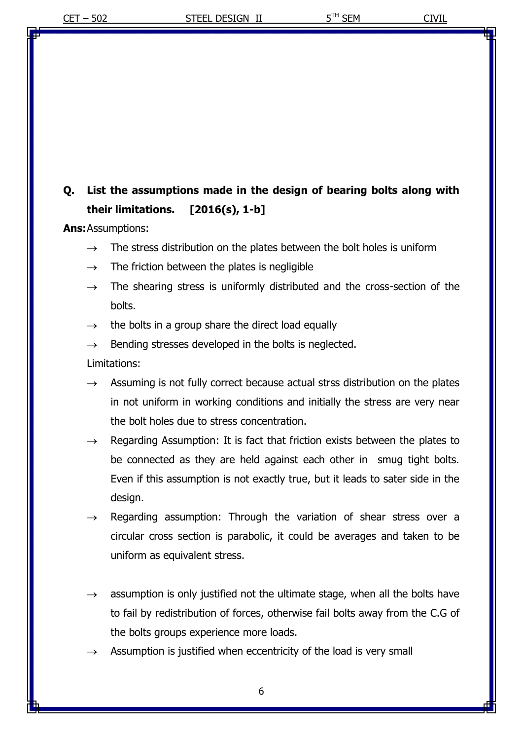**Q. List the assumptions made in the design of bearing bolts along with their limitations. [2016(s), 1-b]**

**Ans:** Assumptions:

- → The stress distribution on the plates between the bolt holes is uniform
- → The friction between the plates is negligible
- → The shearing stress is uniformly distributed and the cross-section of the bolts.
- → the bolts in a group share the direct load equally
- → Bending stresses developed in the bolts is neglected.

Limitations:

- → Assuming is not fully correct because actual strss distribution on the plates in not uniform in working conditions and initially the stress are very near the bolt holes due to stress concentration.
- → Regarding Assumption: It is fact that friction exists between the plates to be connected as they are held against each other in smug tight bolts. Even if this assumption is not exactly true, but it leads to sater side in the design.
- → Regarding assumption: Through the variation of shear stress over a circular cross section is parabolic, it could be averages and taken to be uniform as equivalent stress.
- → assumption is only justified not the ultimate stage, when all the bolts have to fail by redistribution of forces, otherwise fail bolts away from the C.G of the bolts groups experience more loads.
- → Assumption is justified when eccentricity of the load is very small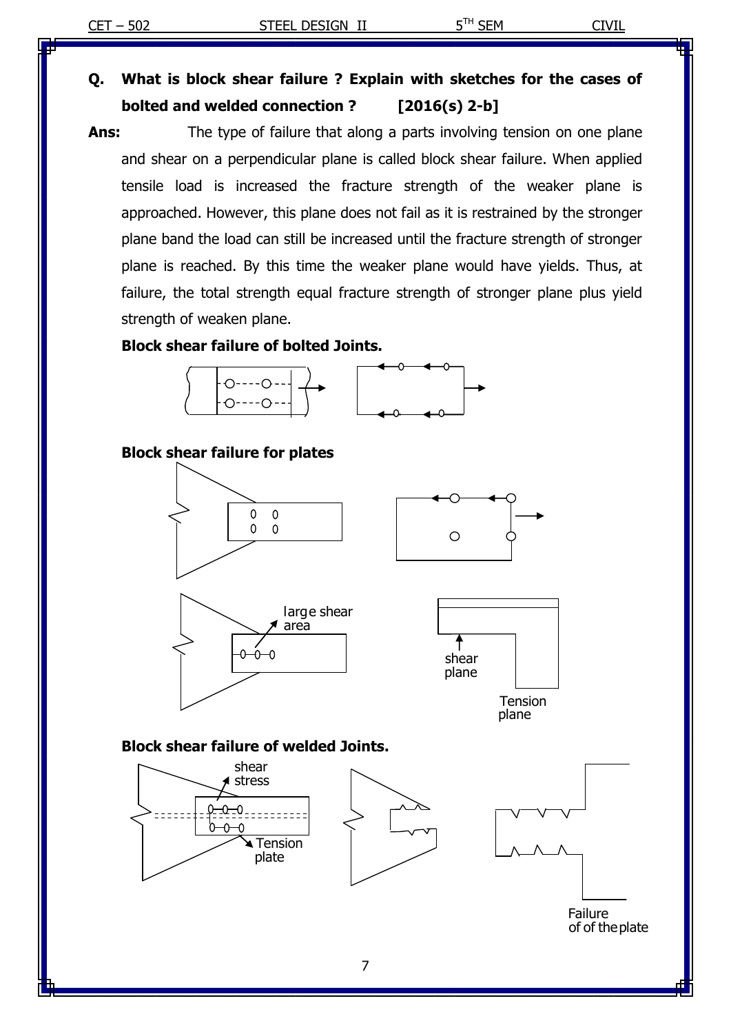**Q. What is block shear failure ? Explain with sketches for the cases of bolted and welded connection ? [2016(s) 2-b]**

**Ans:** The type of failure that along a parts involving tension on one plane and shear on a perpendicular plane is called block shear failure. When applied tensile load is increased the fracture strength of the weaker plane is approached. However, this plane does not fail as it is restrained by the stronger plane band the load can still be increased until the fracture strength of stronger plane is reached. By this time the weaker plane would have yields. Thus, at failure, the total strength equal fracture strength of stronger plane plus yield strength of weaken plane.

**Block shear failure of bolted Joints.**

**Block shear failure for plates**

large shear area

shear plane

Tension plane

**Block shear failure of welded Joints.**

shear stress

Tension plate

Failure of of the plate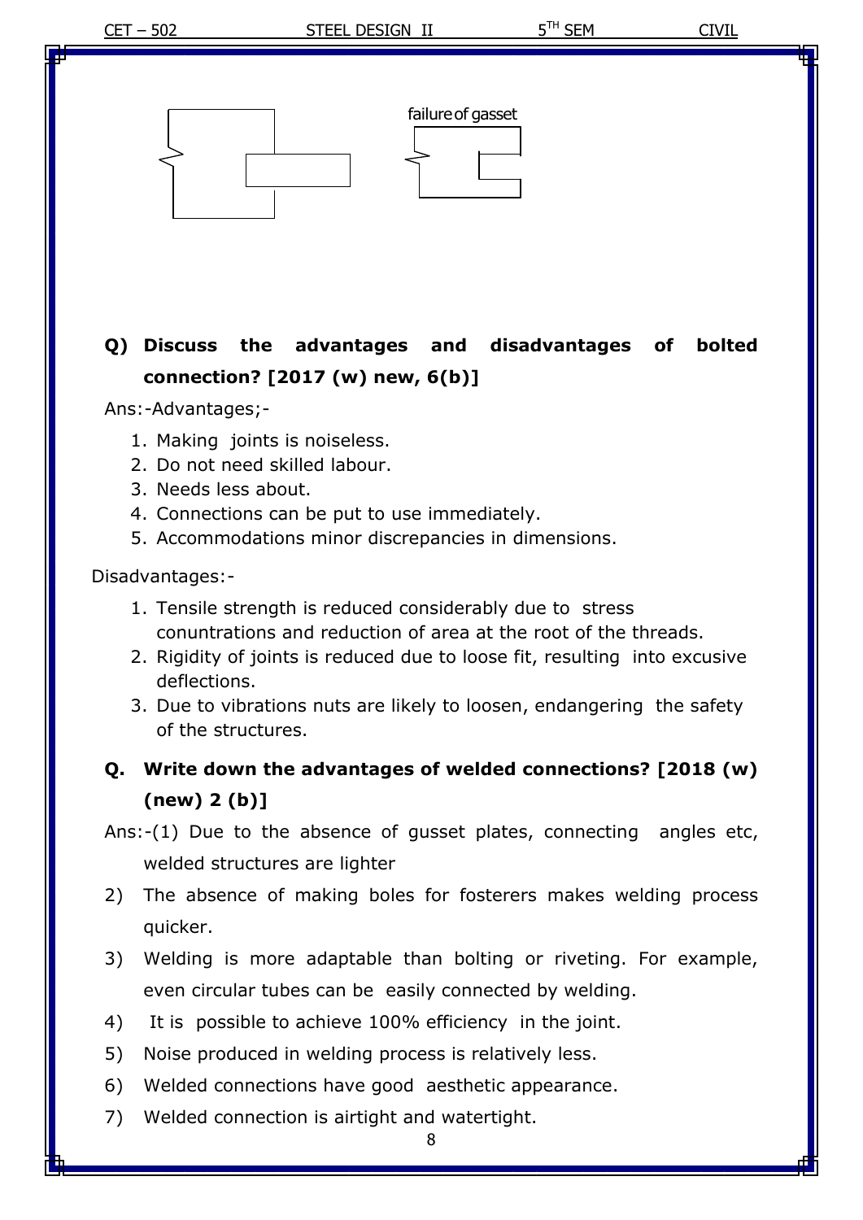failure of gasset

**Q) Discuss the advantages and disadvantages of bolted connection? [2017 (w) new, 6(b)]**

Ans:-Advantages;-

1. Making joints is noiseless.
2. Do not need skilled labour.
3. Needs less about.
4. Connections can be put to use immediately.
5. Accommodations minor discrepancies in dimensions.

Disadvantages:-

1. Tensile strength is reduced considerably due to stress conuntrations and reduction of area at the root of the threads.
2. Rigidity of joints is reduced due to loose fit, resulting into excusive deflections.
3. Due to vibrations nuts are likely to loosen, endangering the safety of the structures.

**Q. Write down the advantages of welded connections? [2018 (w) (new) 2 (b)]**

Ans:-(1) Due to the absence of gusset plates, connecting angles etc, welded structures are lighter

2) The absence of making boles for fosterers makes welding process quicker.
3) Welding is more adaptable than bolting or riveting. For example, even circular tubes can be easily connected by welding.
4) It is possible to achieve 100% efficiency in the joint.
5) Noise produced in welding process is relatively less.
6) Welded connections have good aesthetic appearance.
7) Welded connection is airtight and watertight.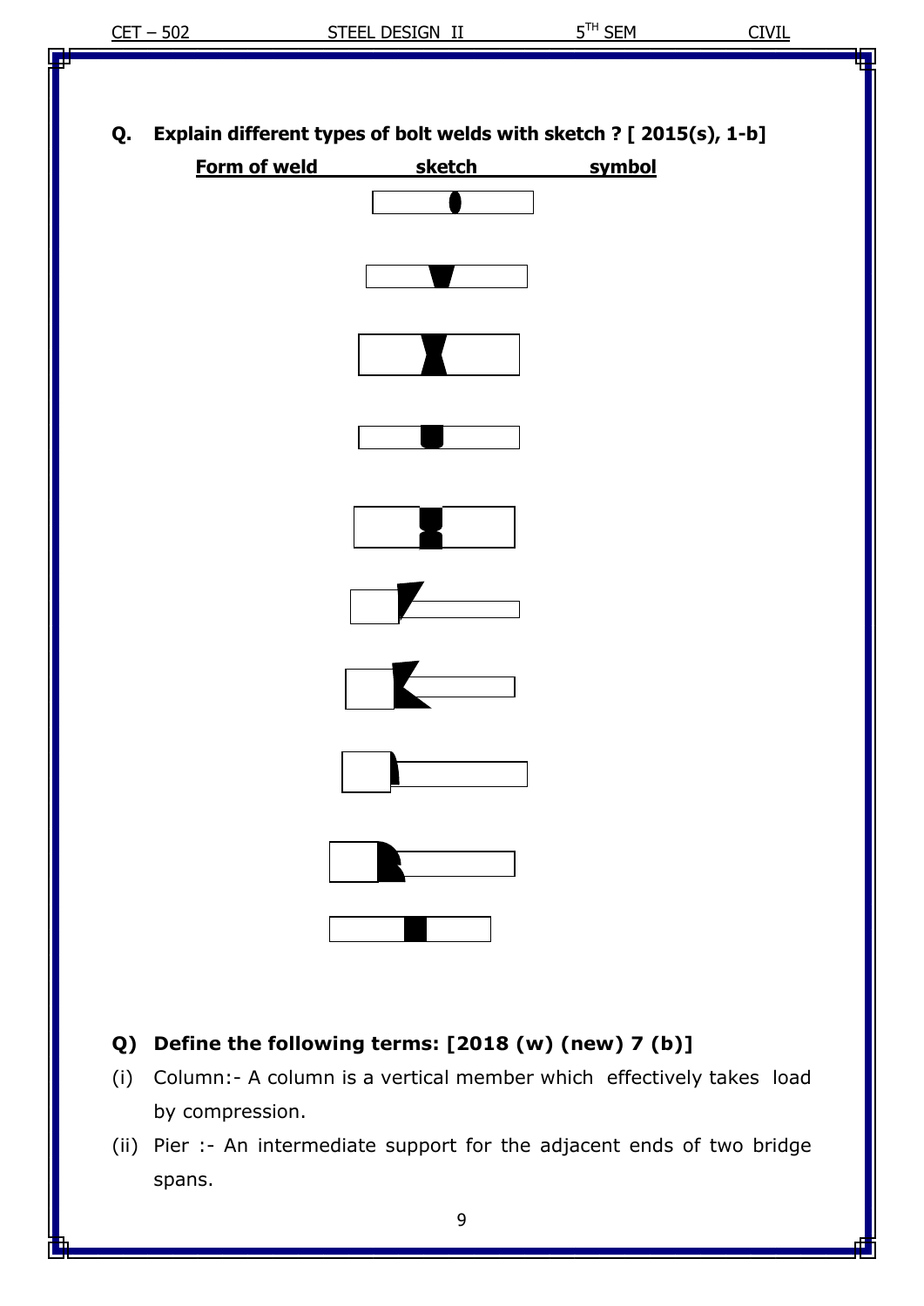**Q. Explain different types of bolt welds with sketch ? [ 2015(s), 1-b]**

| Form of weld | sketch | symbol |
| --- | --- | --- |

**Q) Define the following terms: [2018 (w) (new) 7 (b)]**

(i) Column:- A column is a vertical member which effectively takes load by compression.

(ii) Pier :- An intermediate support for the adjacent ends of two bridge spans.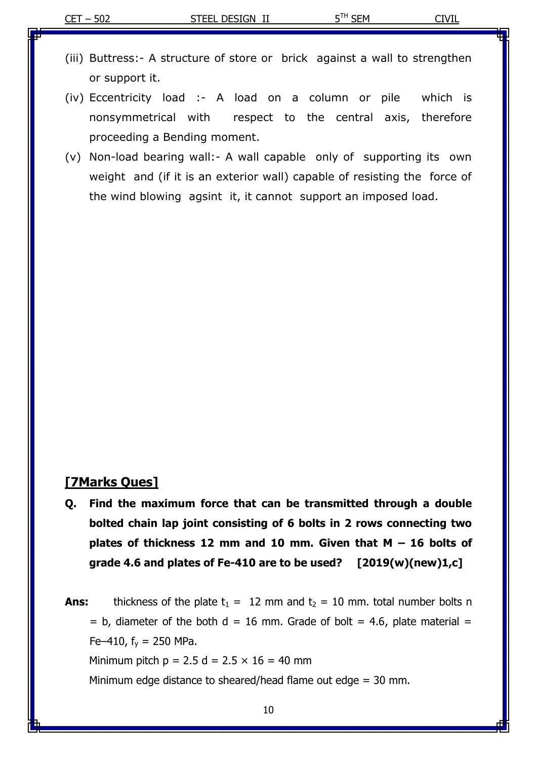(iii) Buttress:- A structure of store or brick against a wall to strengthen or support it.

(iv) Eccentricity load :- A load on a column or pile which is nonsymmetrical with respect to the central axis, therefore proceeding a Bending moment.

(v) Non-load bearing wall:- A wall capable only of supporting its own weight and (if it is an exterior wall) capable of resisting the force of the wind blowing agsint it, it cannot support an imposed load.

## [7Marks Ques]

**Q. Find the maximum force that can be transmitted through a double bolted chain lap joint consisting of 6 bolts in 2 rows connecting two plates of thickness 12 mm and 10 mm. Given that M – 16 bolts of grade 4.6 and plates of Fe-410 are to be used? [2019(w)(new)1,c]**

**Ans:** thickness of the plate $t_1$ = 12 mm and $t_2$ = 10 mm. total number bolts n = b, diameter of the both d = 16 mm. Grade of bolt = 4.6, plate material = Fe–410, $f_y$ = 250 MPa.

Minimum pitch $p = 2.5\ d = 2.5 \times 16 = 40$ mm

Minimum edge distance to sheared/head flame out edge = 30 mm.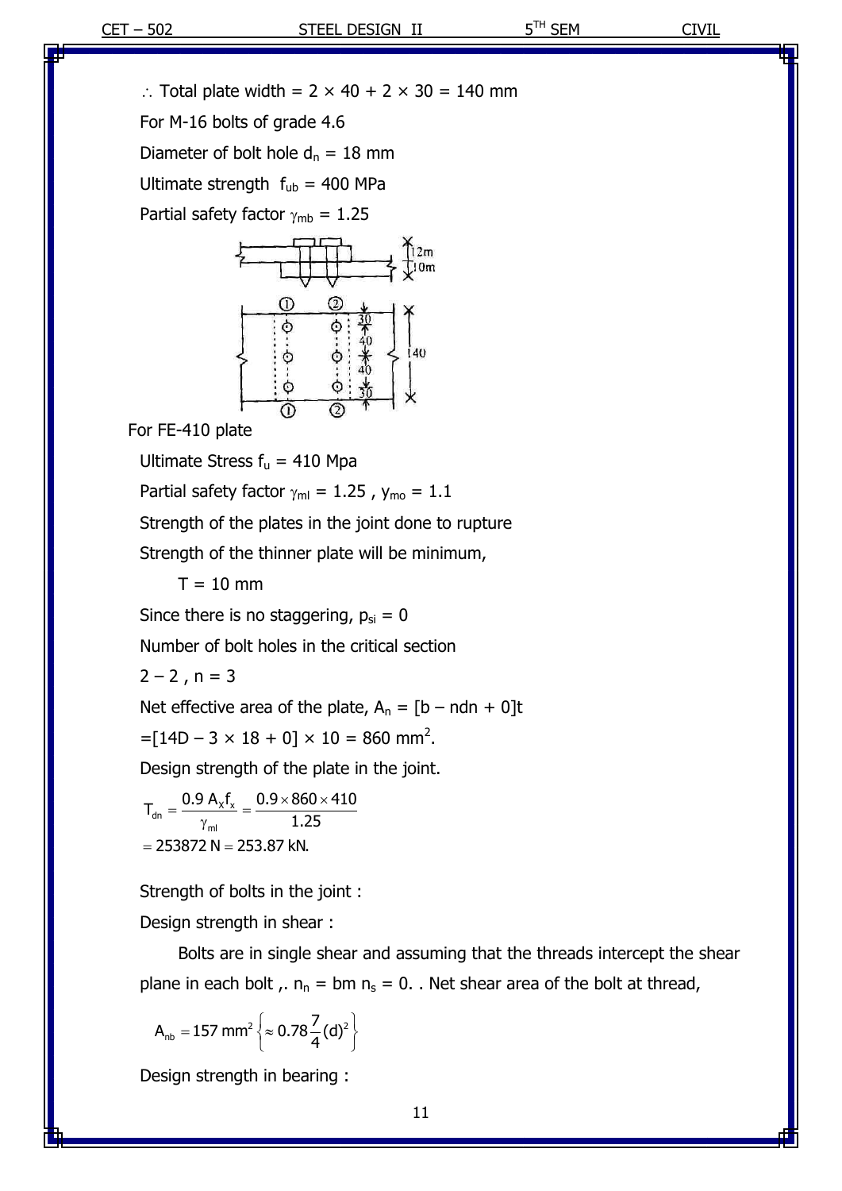$\therefore$ Total plate width = 2 × 40 + 2 × 30 = 140 mm

For M-16 bolts of grade 4.6

Diameter of bolt hole $d_n$ = 18 mm

Ultimate strength $f_{ub}$ = 400 MPa

Partial safety factor $\gamma_{mb}$ = 1.25

For FE-410 plate

Ultimate Stress $f_u$ = 410 Mpa

Partial safety factor $\gamma_{ml}$ = 1.25 , $y_{mo}$ = 1.1

Strength of the plates in the joint done to rupture

Strength of the thinner plate will be minimum,

T = 10 mm

Since there is no staggering, $p_{si}$ = 0

Number of bolt holes in the critical section

2 – 2 , n = 3

Net effective area of the plate, $A_n$ = [b – ndn + 0]t

=[14D – 3 × 18 + 0] × 10 = 860 mm$^2$.

Design strength of the plate in the joint.

$$T_{dn} = \frac{0.9\, A_x f_x}{\gamma_{ml}} = \frac{0.9 \times 860 \times 410}{1.25}$$

$$= 253872\text{ N} = 253.87\text{ kN.}$$

Strength of bolts in the joint :

Design strength in shear :

Bolts are in single shear and assuming that the threads intercept the shear plane in each bolt ,. $n_n$ = bm $n_s$ = 0. . Net shear area of the bolt at thread,

$$A_{nb} = 157\text{ mm}^2 \left\{ \approx 0.78 \frac{7}{4}(d)^2 \right\}$$

Design strength in bearing :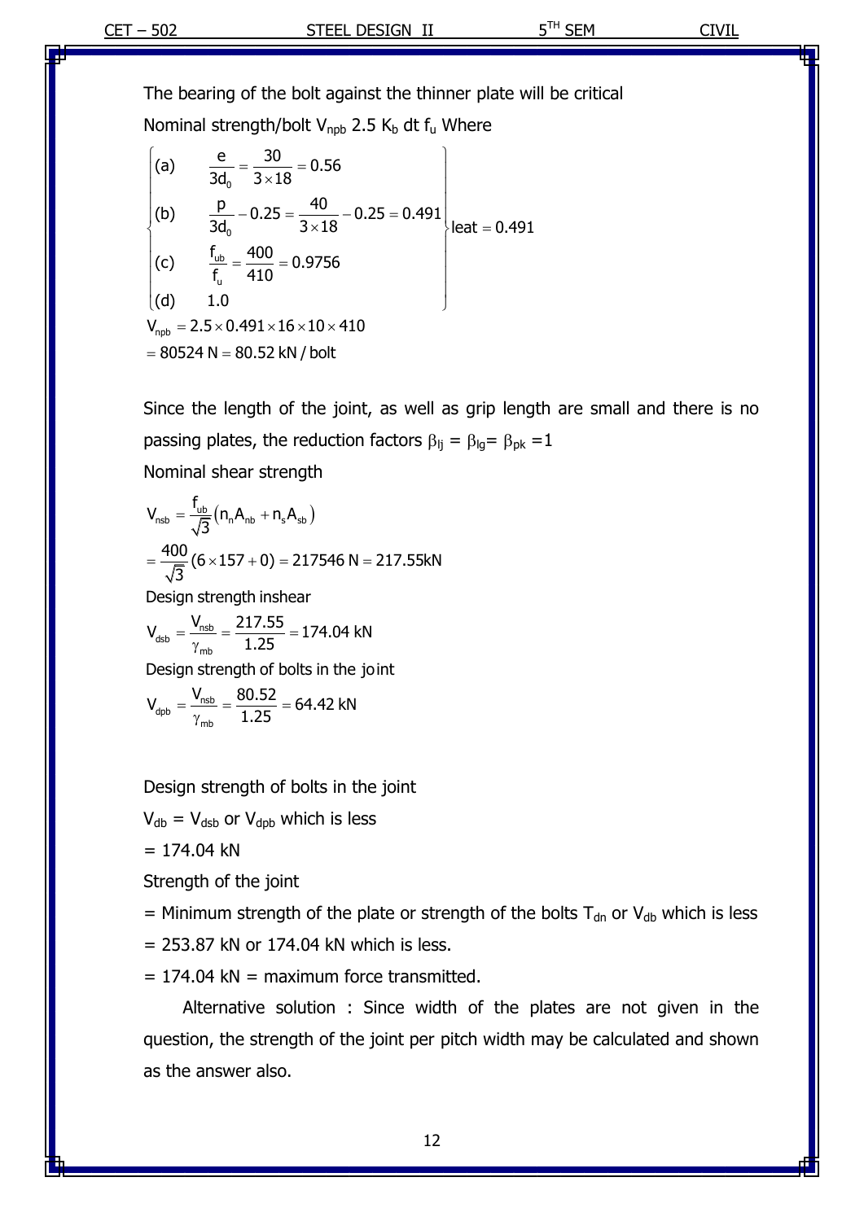The bearing of the bolt against the thinner plate will be critical

Nominal strength/bolt $V_{npb}$ 2.5 $K_b$ dt $f_u$ Where

$$\left\{\begin{array}{ll}
(a) & \dfrac{e}{3d_0} = \dfrac{30}{3\times 18} = 0.56 \\
(b) & \dfrac{p}{3d_0} - 0.25 = \dfrac{40}{3\times 18} - 0.25 = 0.491 \\
(c) & \dfrac{f_{ub}}{f_u} = \dfrac{400}{410} = 0.9756 \\
(d) & 1.0
\end{array}\right\} \text{leat} = 0.491$$

$$V_{npb} = 2.5 \times 0.491 \times 16 \times 10 \times 410$$

$$= 80524 \text{ N} = 80.52 \text{ kN / bolt}$$

Since the length of the joint, as well as grip length are small and there is no passing plates, the reduction factors $\beta_{lj} = \beta_{lg} = \beta_{pk} = 1$

Nominal shear strength

$$V_{nsb} = \frac{f_{ub}}{\sqrt{3}}\left(n_n A_{nb} + n_s A_{sb}\right)$$

$$= \frac{400}{\sqrt{3}}(6 \times 157 + 0) = 217546 \text{ N} = 217.55\text{kN}$$

Design strength inshear

$$V_{dsb} = \frac{V_{nsb}}{\gamma_{mb}} = \frac{217.55}{1.25} = 174.04 \text{ kN}$$

Design strength of bolts in the joint

$$V_{dpb} = \frac{V_{nsb}}{\gamma_{mb}} = \frac{80.52}{1.25} = 64.42 \text{ kN}$$

Design strength of bolts in the joint

$V_{db} = V_{dsb}$ or $V_{dpb}$ which is less

= 174.04 kN

Strength of the joint

= Minimum strength of the plate or strength of the bolts $T_{dn}$ or $V_{db}$ which is less

= 253.87 kN or 174.04 kN which is less.

= 174.04 kN = maximum force transmitted.

Alternative solution : Since width of the plates are not given in the question, the strength of the joint per pitch width may be calculated and shown as the answer also.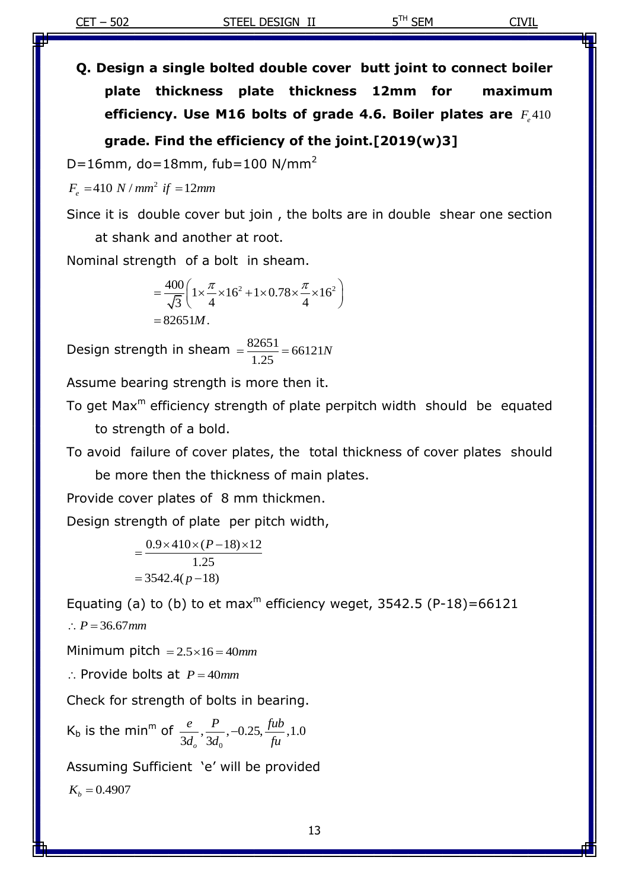**Q. Design a single bolted double cover butt joint to connect boiler plate thickness plate thickness 12mm for maximum efficiency. Use M16 bolts of grade 4.6. Boiler plates are $F_e 410$ grade. Find the efficiency of the joint.[2019(w)3]**

D=16mm, do=18mm, fub=100 N/mm$^2$

$F_e = 410\ N/mm^2\ if = 12mm$

Since it is double cover but join , the bolts are in double shear one section at shank and another at root.

Nominal strength of a bolt in sheam.

$$= \frac{400}{\sqrt{3}}\left(1 \times \frac{\pi}{4} \times 16^2 + 1 \times 0.78 \times \frac{\pi}{4} \times 16^2\right)$$
$$= 82651M.$$

Design strength in sheam $= \frac{82651}{1.25} = 66121N$

Assume bearing strength is more then it.

To get Max$^m$ efficiency strength of plate perpitch width should be equated to strength of a bold.

To avoid failure of cover plates, the total thickness of cover plates should be more then the thickness of main plates.

Provide cover plates of 8 mm thickmen.

Design strength of plate per pitch width,

$$= \frac{0.9 \times 410 \times (P-18) \times 12}{1.25}$$
$$= 3542.4(p-18)$$

Equating (a) to (b) to et max$^m$ efficiency weget, 3542.5 (P-18)=66121

$\therefore P = 36.67mm$

Minimum pitch $= 2.5 \times 16 = 40mm$

$\therefore$ Provide bolts at $P = 40mm$

Check for strength of bolts in bearing.

$K_b$ is the min$^m$ of $\frac{e}{3d_o}, \frac{P}{3d_0}, -0.25, \frac{fub}{fu}, 1.0$

Assuming Sufficient 'e' will be provided

$K_b = 0.4907$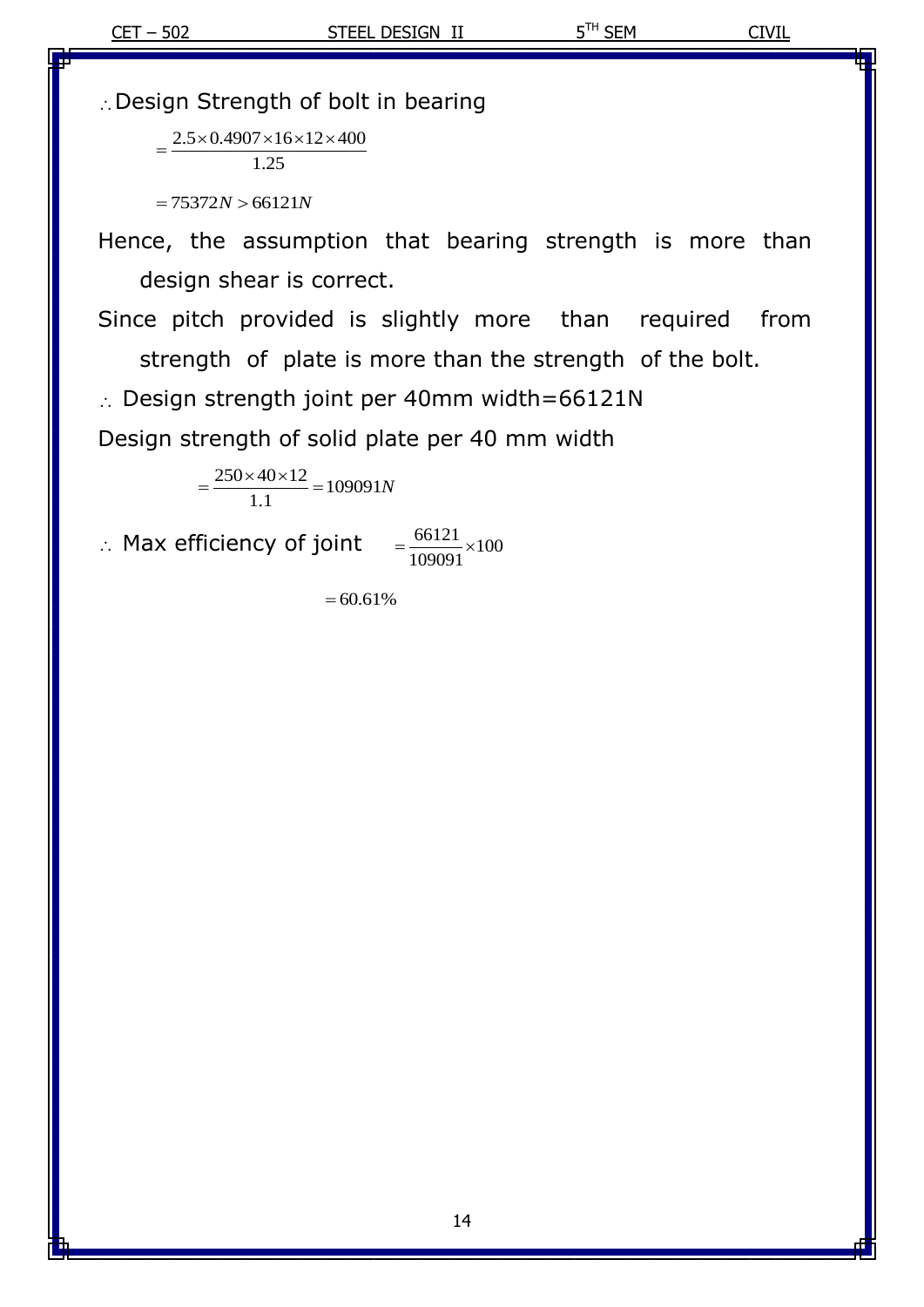$\therefore$ Design Strength of bolt in bearing

$$= \frac{2.5 \times 0.4907 \times 16 \times 12 \times 400}{1.25}$$

$$= 75372N > 66121N$$

Hence, the assumption that bearing strength is more than design shear is correct.

Since pitch provided is slightly more than required from strength of plate is more than the strength of the bolt.

$\therefore$ Design strength joint per 40mm width=66121N

Design strength of solid plate per 40 mm width

$$= \frac{250 \times 40 \times 12}{1.1} = 109091N$$

$\therefore$ Max efficiency of joint $= \frac{66121}{109091} \times 100$

$$= 60.61\%$$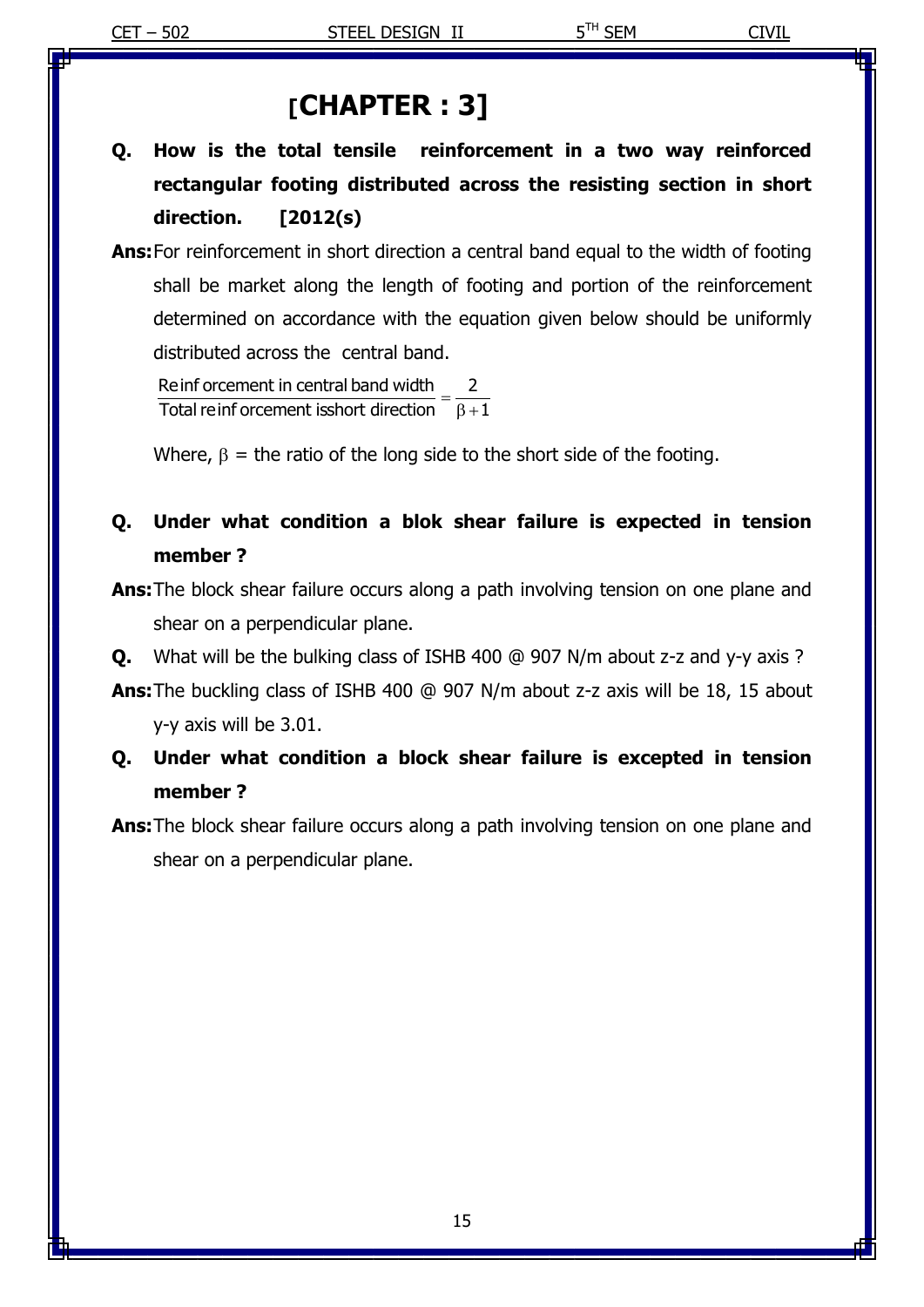# [CHAPTER : 3]

**Q. How is the total tensile reinforcement in a two way reinforced rectangular footing distributed across the resisting section in short direction. [2012(s)]**

**Ans:** For reinforcement in short direction a central band equal to the width of footing shall be market along the length of footing and portion of the reinforcement determined on accordance with the equation given below should be uniformly distributed across the central band.

$$\frac{\text{Reinforcement in central band width}}{\text{Total reinforcement isshort direction}} = \frac{2}{\beta + 1}$$

Where, $\beta$ = the ratio of the long side to the short side of the footing.

**Q. Under what condition a blok shear failure is expected in tension member ?**

**Ans:** The block shear failure occurs along a path involving tension on one plane and shear on a perpendicular plane.

**Q.** What will be the bulking class of ISHB 400 @ 907 N/m about z-z and y-y axis ?

**Ans:** The buckling class of ISHB 400 @ 907 N/m about z-z axis will be 18, 15 about y-y axis will be 3.01.

**Q. Under what condition a block shear failure is excepted in tension member ?**

**Ans:** The block shear failure occurs along a path involving tension on one plane and shear on a perpendicular plane.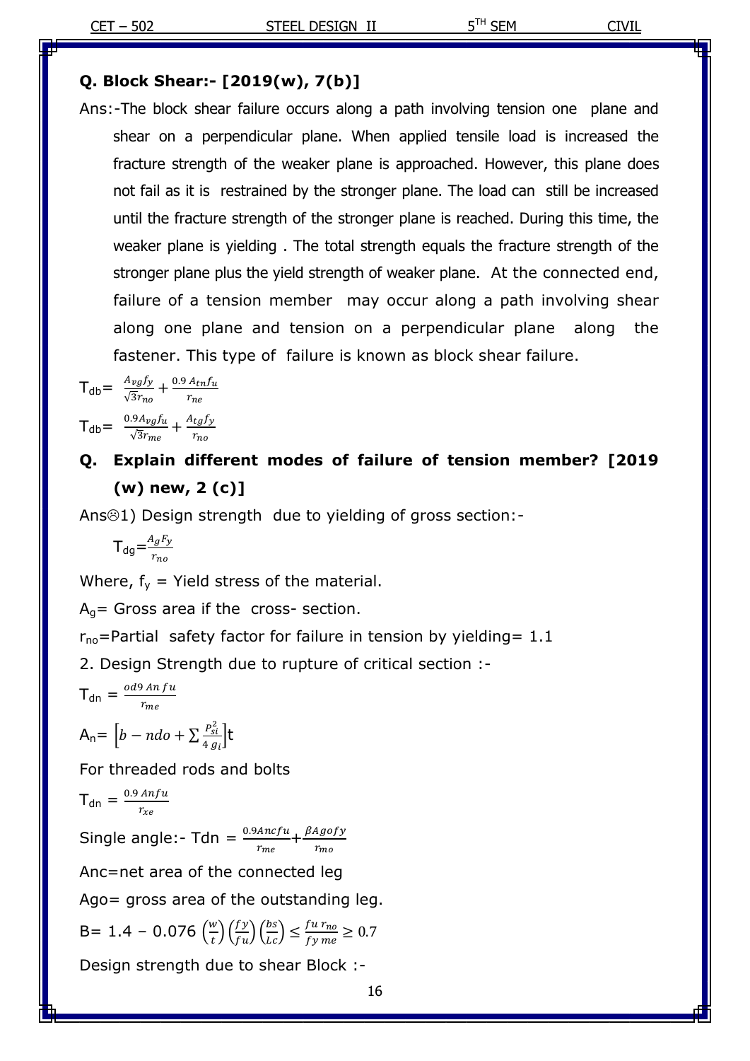**Q. Block Shear:- [2019(w), 7(b)]**

Ans:-The block shear failure occurs along a path involving tension one plane and shear on a perpendicular plane. When applied tensile load is increased the fracture strength of the weaker plane is approached. However, this plane does not fail as it is restrained by the stronger plane. The load can still be increased until the fracture strength of the stronger plane is reached. During this time, the weaker plane is yielding . The total strength equals the fracture strength of the stronger plane plus the yield strength of weaker plane. At the connected end, failure of a tension member may occur along a path involving shear along one plane and tension on a perpendicular plane along the fastener. This type of failure is known as block shear failure.

$T_{db} = \frac{A_{vg} f_y}{\sqrt{3} r_{no}} + \frac{0.9\, A_{tn} f_u}{r_{ne}}$

$T_{db} = \frac{0.9 A_{vg} f_u}{\sqrt{3} r_{me}} + \frac{A_{tg} f_y}{r_{no}}$

## Q. Explain different modes of failure of tension member? [2019 (w) new, 2 (c)]

Ans☹1) Design strength due to yielding of gross section:-

$T_{dg} = \frac{A_g F_y}{r_{no}}$

Where, $f_y$ = Yield stress of the material.

$A_g$= Gross area if the cross- section.

$r_{no}$=Partial safety factor for failure in tension by yielding= 1.1

2. Design Strength due to rupture of critical section :-

$T_{dn} = \frac{od9\ An\ fu}{r_{me}}$

$A_n = \left[b - ndo + \sum \frac{P_{si}^2}{4\, g_i}\right] t$

For threaded rods and bolts

$T_{dn} = \frac{0.9\ Anfu}{r_{xe}}$

Single angle:- Tdn = $\frac{0.9Ancfu}{r_{me}} + \frac{\beta Agofy}{r_{mo}}$

Anc=net area of the connected leg

Ago= gross area of the outstanding leg.

B= 1.4 – 0.076 $\left(\frac{w}{t}\right)\left(\frac{fy}{fu}\right)\left(\frac{bs}{Lc}\right) \leq \frac{fu\, r_{no}}{fy\, me} \geq 0.7$

Design strength due to shear Block :-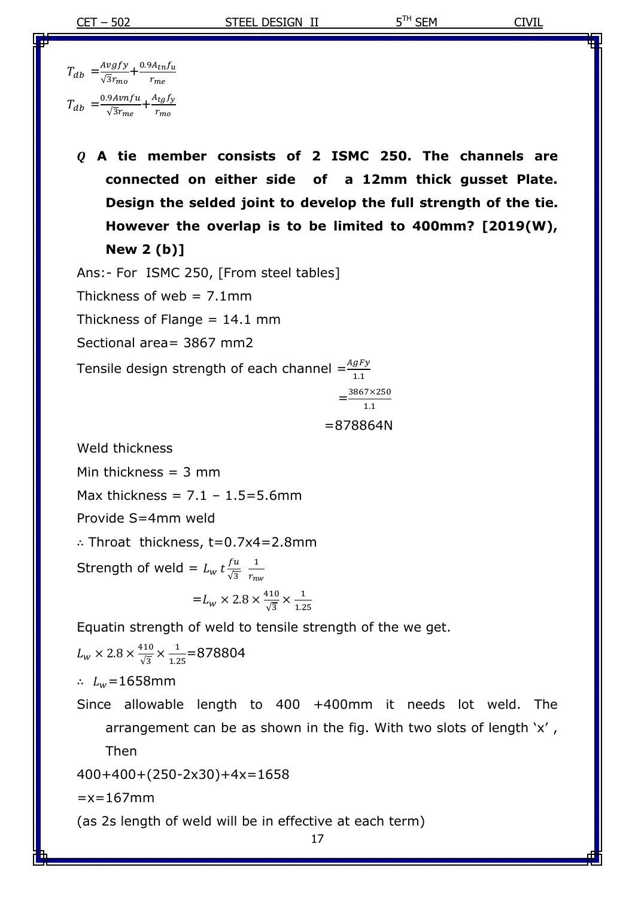$$T_{db} = \frac{A_{vg} f_y}{\sqrt{3} r_{mo}} + \frac{0.9 A_{tn} f_u}{r_{me}}$$

$$T_{db} = \frac{0.9 A_{vn} f_u}{\sqrt{3} r_{me}} + \frac{A_{tg} f_y}{r_{mo}}$$

**$Q$ A tie member consists of 2 ISMC 250. The channels are connected on either side of a 12mm thick gusset Plate. Design the selded joint to develop the full strength of the tie. However the overlap is to be limited to 400mm? [2019(W), New 2 (b)]**

Ans:- For ISMC 250, [From steel tables]

Thickness of web = 7.1mm

Thickness of Flange = 14.1 mm

Sectional area= 3867 mm2

Tensile design strength of each channel $= \frac{AgFy}{1.1}$

$= \frac{3867 \times 250}{1.1}$

$= 878864$N

Weld thickness

Min thickness = 3 mm

Max thickness = 7.1 – 1.5=5.6mm

Provide S=4mm weld

∴ Throat thickness, t=0.7x4=2.8mm

Strength of weld $= L_w \, t \frac{fu}{\sqrt{3}} \; \frac{1}{r_{nw}}$

$= L_w \times 2.8 \times \frac{410}{\sqrt{3}} \times \frac{1}{1.25}$

Equatin strength of weld to tensile strength of the we get.

$L_w \times 2.8 \times \frac{410}{\sqrt{3}} \times \frac{1}{1.25} = 878804$

∴ $L_w$=1658mm

Since allowable length to 400 +400mm it needs lot weld. The arrangement can be as shown in the fig. With two slots of length 'x' , Then

400+400+(250-2x30)+4x=1658

=x=167mm

(as 2s length of weld will be in effective at each term)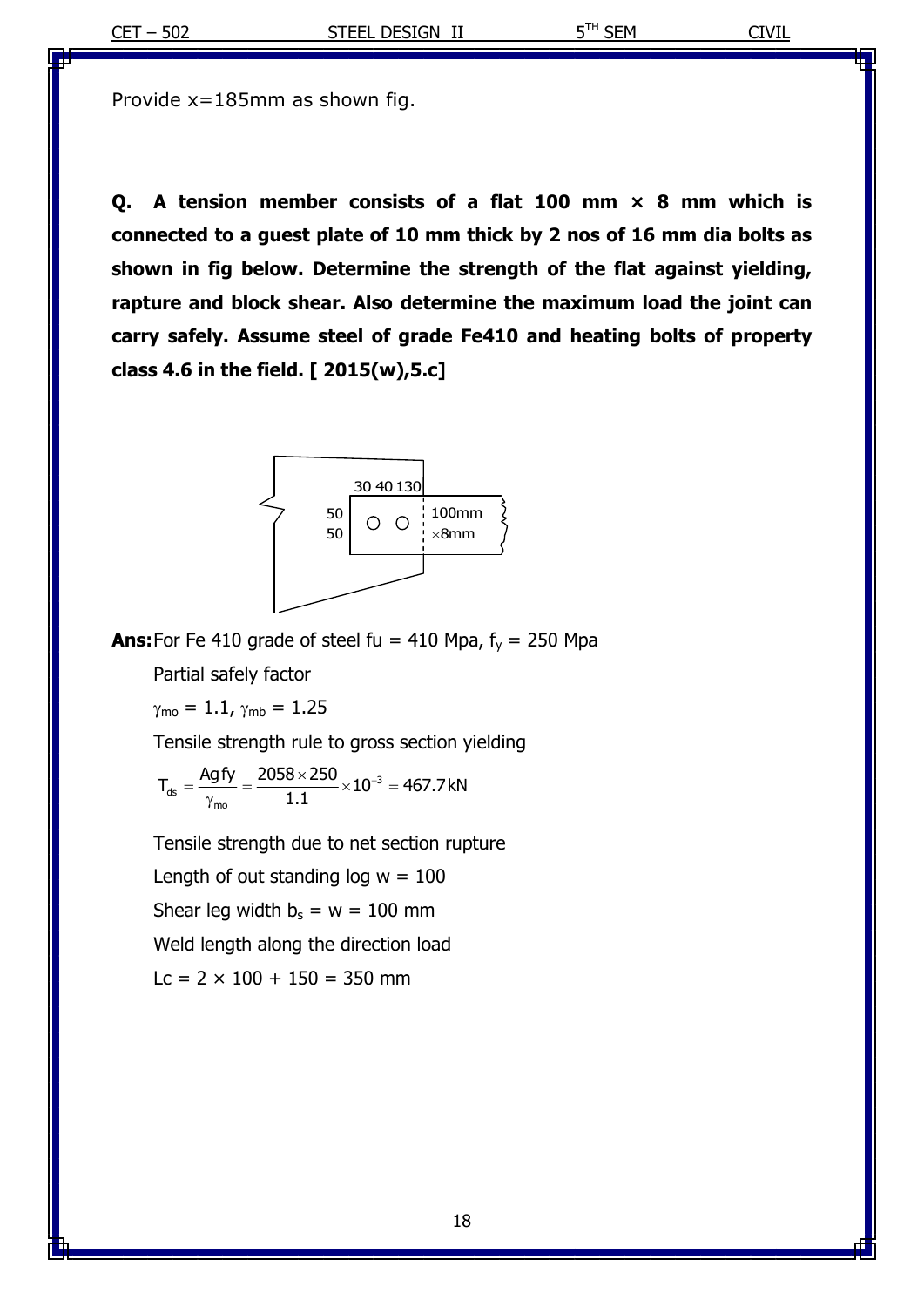Provide x=185mm as shown fig.

**Q. A tension member consists of a flat 100 mm × 8 mm which is connected to a guest plate of 10 mm thick by 2 nos of 16 mm dia bolts as shown in fig below. Determine the strength of the flat against yielding, rapture and block shear. Also determine the maximum load the joint can carry safely. Assume steel of grade Fe410 and heating bolts of property class 4.6 in the field. [ 2015(w),5.c]**

30 40 130

50

50

100mm

×8mm

**Ans:** For Fe 410 grade of steel fu = 410 Mpa, $f_y$ = 250 Mpa

Partial safely factor

$\gamma_{mo} = 1.1$, $\gamma_{mb} = 1.25$

Tensile strength rule to gross section yielding

$$T_{ds} = \frac{Ag\,fy}{\gamma_{mo}} = \frac{2058 \times 250}{1.1} \times 10^{-3} = 467.7\,kN$$

Tensile strength due to net section rupture

Length of out standing log w = 100

Shear leg width $b_s$ = w = 100 mm

Weld length along the direction load

Lc = 2 × 100 + 150 = 350 mm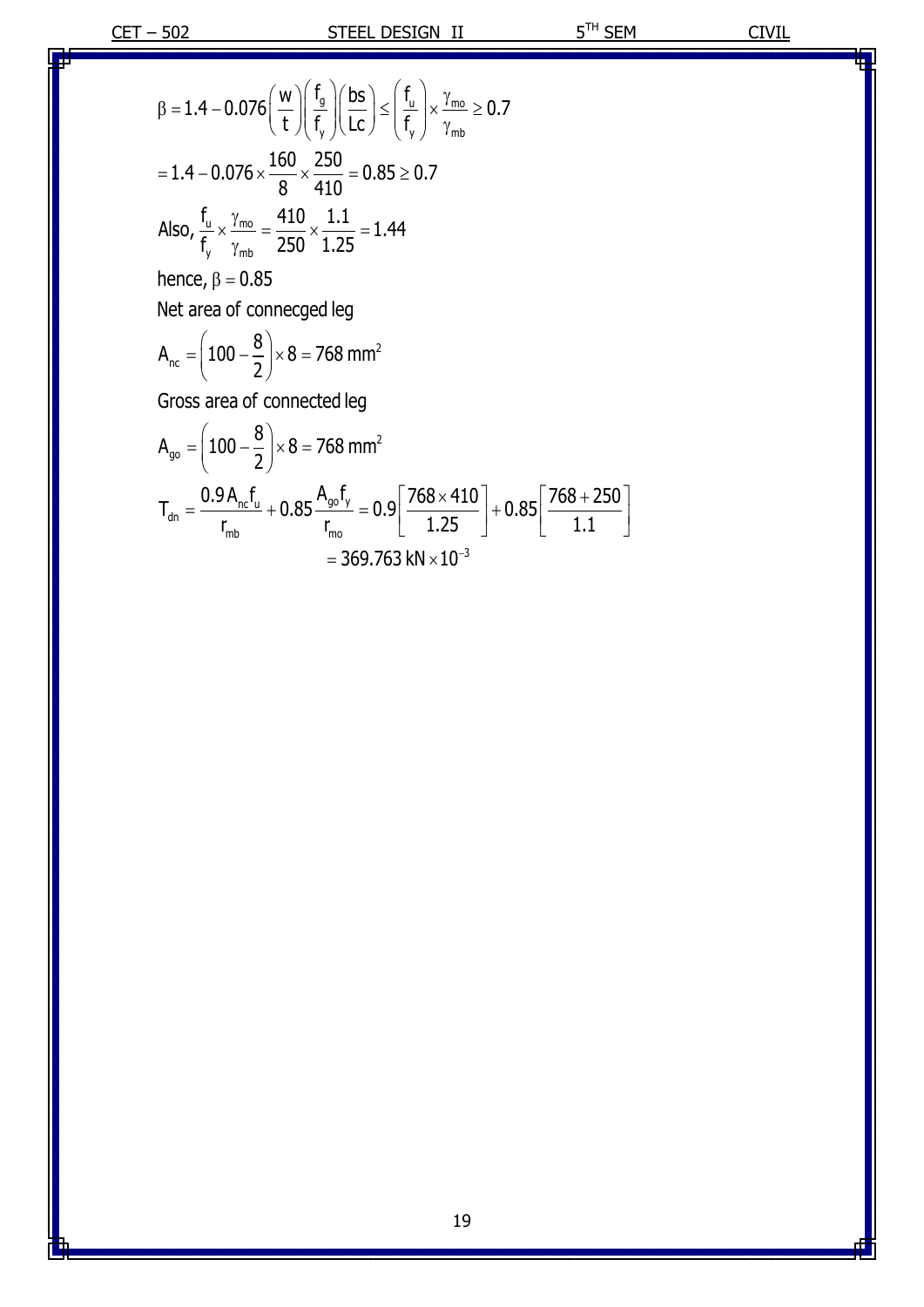$$\beta = 1.4 - 0.076\left(\frac{w}{t}\right)\left(\frac{f_g}{f_y}\right)\left(\frac{bs}{Lc}\right) \le \left(\frac{f_u}{f_y}\right) \times \frac{\gamma_{mo}}{\gamma_{mb}} \ge 0.7$$

$$= 1.4 - 0.076 \times \frac{160}{8} \times \frac{250}{410} = 0.85 \ge 0.7$$

Also, $\frac{f_u}{f_y} \times \frac{\gamma_{mo}}{\gamma_{mb}} = \frac{410}{250} \times \frac{1.1}{1.25} = 1.44$

hence, $\beta = 0.85$

Net area of connecged leg

$$A_{nc} = \left(100 - \frac{8}{2}\right) \times 8 = 768 \text{ mm}^2$$

Gross area of connected leg

$$A_{go} = \left(100 - \frac{8}{2}\right) \times 8 = 768 \text{ mm}^2$$

$$T_{dn} = \frac{0.9 A_{nc} f_u}{r_{mb}} + 0.85 \frac{A_{go} f_y}{r_{mo}} = 0.9\left[\frac{768 \times 410}{1.25}\right] + 0.85\left[\frac{768 + 250}{1.1}\right]$$

$$= 369.763 \text{ kN} \times 10^{-3}$$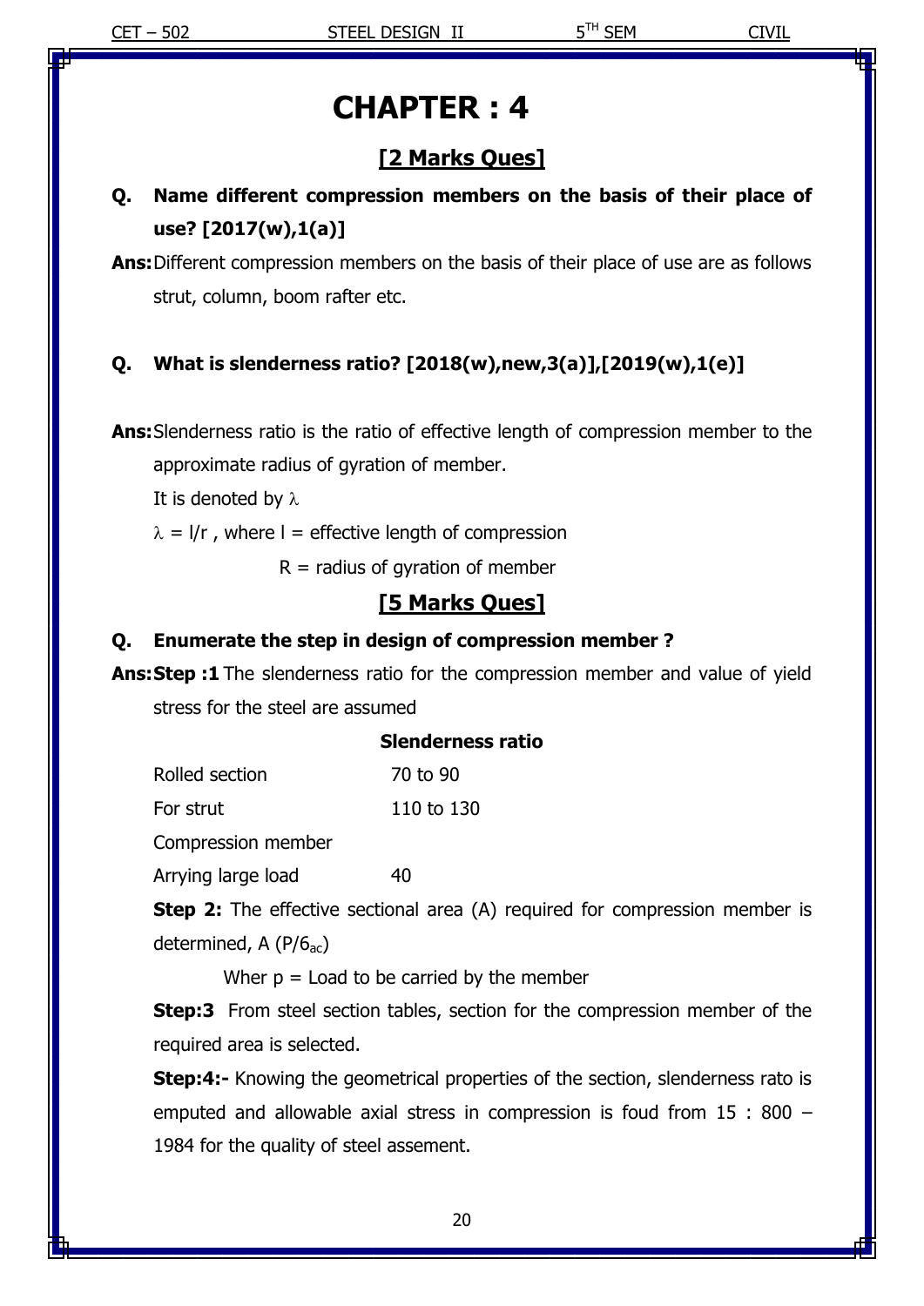# CHAPTER : 4

## [2 Marks Ques]

**Q. Name different compression members on the basis of their place of use? [2017(w),1(a)]**

**Ans:** Different compression members on the basis of their place of use are as follows strut, column, boom rafter etc.

**Q. What is slenderness ratio? [2018(w),new,3(a)],[2019(w),1(e)]**

**Ans:** Slenderness ratio is the ratio of effective length of compression member to the approximate radius of gyration of member.

It is denoted by $\lambda$

$\lambda = l/r$ , where l = effective length of compression

R = radius of gyration of member

## [5 Marks Ques]

**Q. Enumerate the step in design of compression member ?**

**Ans: Step :1** The slenderness ratio for the compression member and value of yield stress for the steel are assumed

| | **Slenderness ratio** |
|---|---|
| Rolled section | 70 to 90 |
| For strut | 110 to 130 |
| Compression member | |
| Arrying large load | 40 |

**Step 2:** The effective sectional area (A) required for compression member is determined, A $(P/6_{ac})$

Wher p = Load to be carried by the member

**Step:3** From steel section tables, section for the compression member of the required area is selected.

**Step:4:-** Knowing the geometrical properties of the section, slenderness rato is emputed and allowable axial stress in compression is foud from 15 : 800 – 1984 for the quality of steel assement.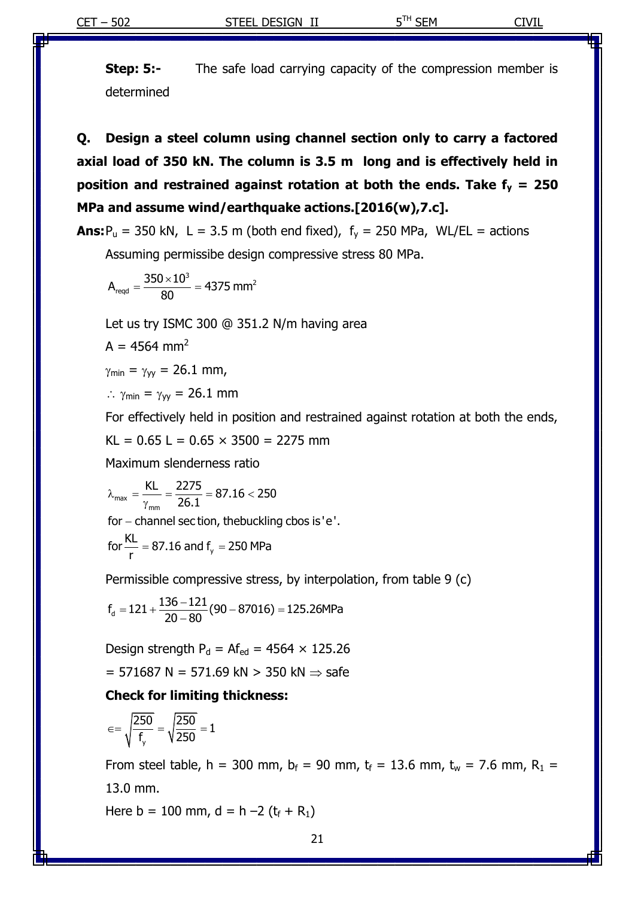**Step: 5:-** The safe load carrying capacity of the compression member is determined

**Q. Design a steel column using channel section only to carry a factored axial load of 350 kN. The column is 3.5 m long and is effectively held in position and restrained against rotation at both the ends. Take $f_y$ = 250 MPa and assume wind/earthquake actions.[2016(w),7.c].**

**Ans:** $P_u$ = 350 kN, L = 3.5 m (both end fixed), $f_y$ = 250 MPa, WL/EL = actions

Assuming permissibe design compressive stress 80 MPa.

$$A_{reqd} = \frac{350 \times 10^3}{80} = 4375 \text{ mm}^2$$

Let us try ISMC 300 @ 351.2 N/m having area

A = 4564 mm$^2$

$\gamma_{min} = \gamma_{yy}$ = 26.1 mm,

$\therefore \gamma_{min} = \gamma_{yy}$ = 26.1 mm

For effectively held in position and restrained against rotation at both the ends,

KL = 0.65 L = 0.65 × 3500 = 2275 mm

Maximum slenderness ratio

$$\lambda_{max} = \frac{KL}{\gamma_{mm}} = \frac{2275}{26.1} = 87.16 < 250$$

for – channel sec tion, thebuckling cbos is'e'.

$$\text{for} \frac{KL}{r} = 87.16 \text{ and } f_y = 250 \text{ MPa}$$

Permissible compressive stress, by interpolation, from table 9 (c)

$$f_d = 121 + \frac{136 - 121}{20 - 80}(90 - 87016) = 125.26\text{MPa}$$

Design strength $P_d = Af_{ed}$ = 4564 × 125.26

= 571687 N = 571.69 kN > 350 kN ⇒ safe

**Check for limiting thickness:**

$$\in = \sqrt{\frac{250}{f_y}} = \sqrt{\frac{250}{250}} = 1$$

From steel table, h = 300 mm, $b_f$ = 90 mm, $t_f$ = 13.6 mm, $t_w$ = 7.6 mm, $R_1$ = 13.0 mm.

Here b = 100 mm, d = h –2 ($t_f$ + $R_1$)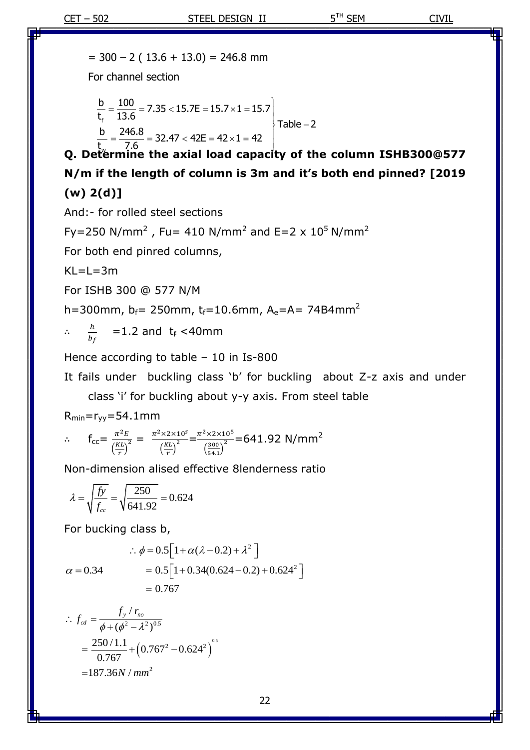$= 300 - 2\,(13.6 + 13.0) = 246.8$ mm

For channel section

$$\left.\begin{aligned}\frac{b}{t_f} &= \frac{100}{13.6} = 7.35 < 15.7E = 15.7\times 1 = 15.7\\ \frac{b}{t_w} &= \frac{246.8}{7.6} = 32.47 < 42E = 42\times 1 = 42\end{aligned}\right\}\text{Table} - 2$$

**Q. Determine the axial load capacity of the column ISHB300@577 N/m if the length of column is 3m and it's both end pinned? [2019 (w) 2(d)]**

And:- for rolled steel sections

Fy=250 N/mm$^2$ , Fu= 410 N/mm$^2$ and E=2 x 10$^5$ N/mm$^2$

For both end pinred columns,

KL=L=3m

For ISHB 300 @ 577 N/M

h=300mm, $b_f$= 250mm, $t_f$=10.6mm, $A_e$=A= 74B4mm$^2$

$\therefore \quad \frac{h}{b_f} = 1.2$ and $t_f$ <40mm

Hence according to table – 10 in Is-800

It fails under buckling class 'b' for buckling about Z-z axis and under class 'i' for buckling about y-y axis. From steel table

$R_{min}$=$r_{yy}$=54.1mm

$$\therefore \quad f_{cc} = \frac{\pi^2 E}{\left(\frac{KL}{r}\right)^2} = \frac{\pi^2 \times 2\times 10^5}{\left(\frac{KL}{r}\right)^2} = \frac{\pi^2 \times 2\times 10^5}{\left(\frac{300}{54.1}\right)^2} = 641.92 \text{ N/mm}^2$$

Non-dimension alised effective 8lenderness ratio

$$\lambda = \sqrt{\frac{fy}{f_{cc}}} = \sqrt{\frac{250}{641.92}} = 0.624$$

For bucking class b,

$$\therefore \phi = 0.5\left[1 + \alpha(\lambda - 0.2) + \lambda^2\right]$$

$$\alpha = 0.34 \qquad = 0.5\left[1 + 0.34(0.624 - 0.2) + 0.624^2\right]$$

$$= 0.767$$

$$\therefore f_{cd} = \frac{f_y / r_{no}}{\phi + (\phi^2 - \lambda^2)^{0.5}}$$

$$= \frac{250/1.1}{0.767} + \left(0.767^2 - 0.624^2\right)^{0.5}$$

$$= 187.36 N/mm^2$$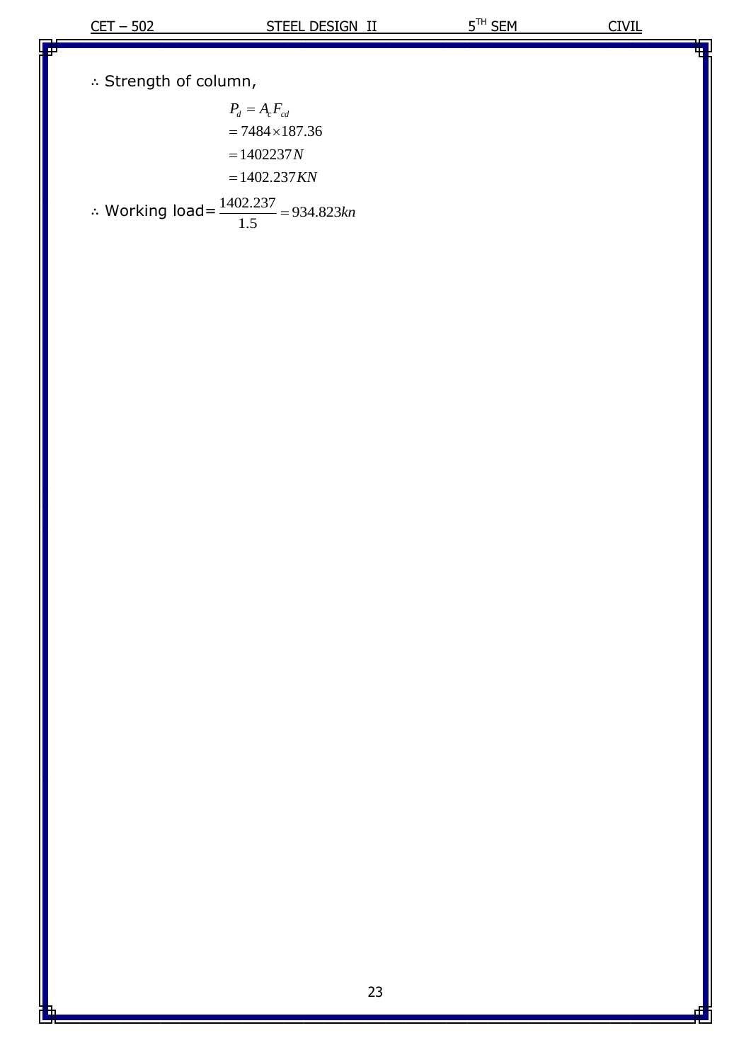∴ Strength of column,

$$
\begin{aligned}
P_d &= A_c F_{cd} \\
&= 7484 \times 187.36 \\
&= 1402237 N \\
&= 1402.237 KN
\end{aligned}
$$

∴ Working load= $\frac{1402.237}{1.5} = 934.823 kn$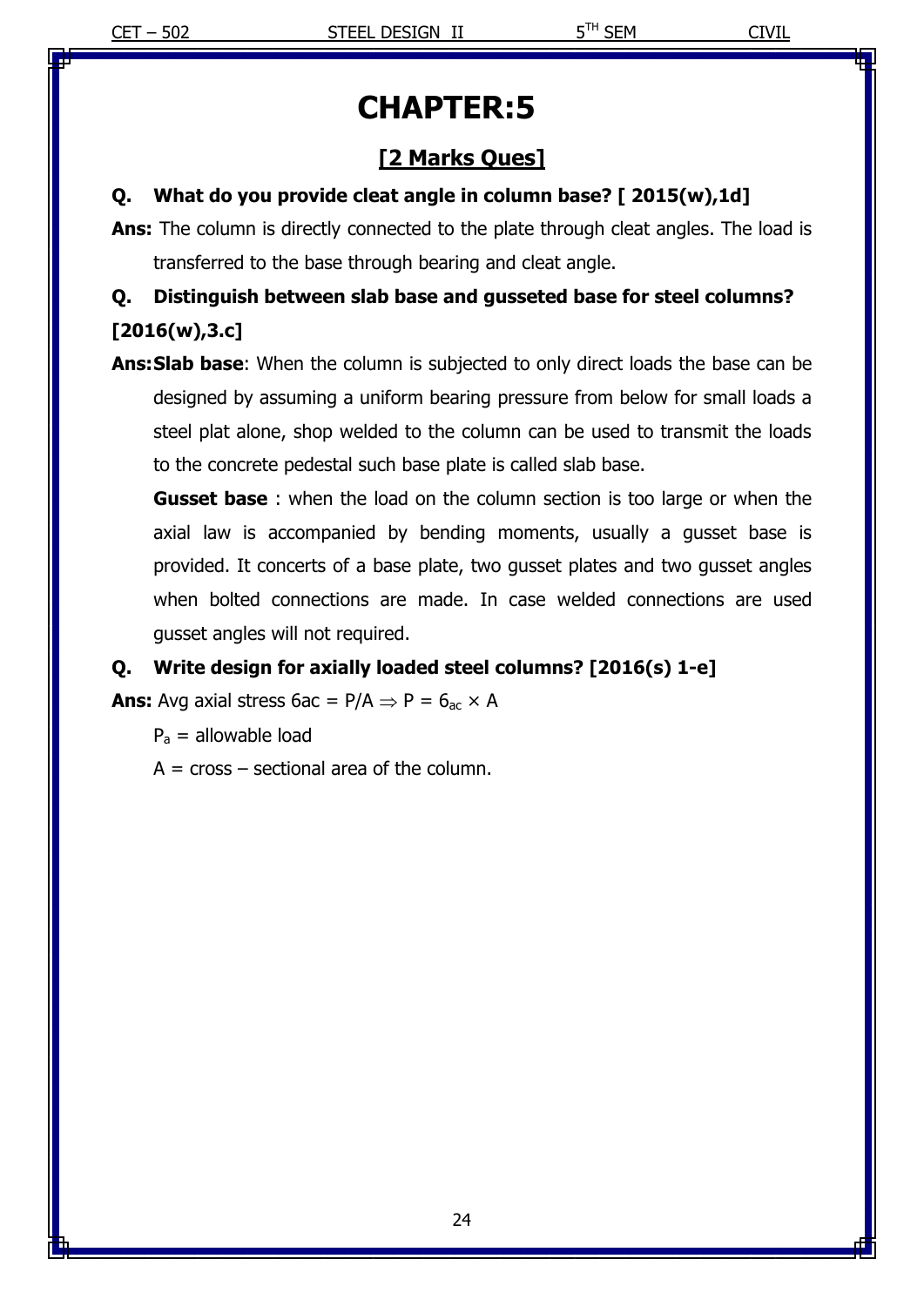# CHAPTER:5

## [2 Marks Ques]

**Q. What do you provide cleat angle in column base? [ 2015(w),1d]**

**Ans:** The column is directly connected to the plate through cleat angles. The load is transferred to the base through bearing and cleat angle.

**Q. Distinguish between slab base and gusseted base for steel columns? [2016(w),3.c]**

**Ans: Slab base**: When the column is subjected to only direct loads the base can be designed by assuming a uniform bearing pressure from below for small loads a steel plat alone, shop welded to the column can be used to transmit the loads to the concrete pedestal such base plate is called slab base.

**Gusset base** : when the load on the column section is too large or when the axial law is accompanied by bending moments, usually a gusset base is provided. It concerts of a base plate, two gusset plates and two gusset angles when bolted connections are made. In case welded connections are used gusset angles will not required.

**Q. Write design for axially loaded steel columns? [2016(s) 1-e]**

**Ans:** Avg axial stress 6ac = P/A $\Rightarrow$ P = $6_{ac} \times A$

$P_a$ = allowable load

A = cross – sectional area of the column.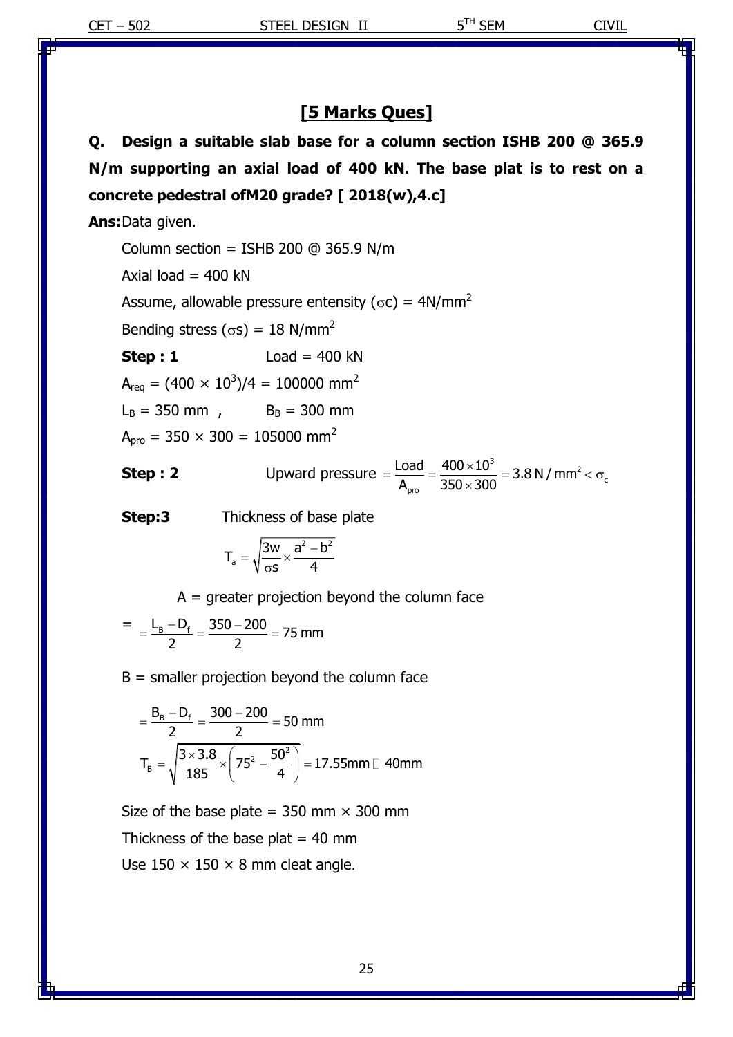## [5 Marks Ques]

**Q. Design a suitable slab base for a column section ISHB 200 @ 365.9 N/m supporting an axial load of 400 kN. The base plat is to rest on a concrete pedestral ofM20 grade? [ 2018(w),4.c]**

**Ans:** Data given.

Column section = ISHB 200 @ 365.9 N/m

Axial load = 400 kN

Assume, allowable pressure entensity ($\sigma c$) = 4N/mm$^2$

Bending stress ($\sigma s$) = 18 N/mm$^2$

**Step : 1** Load = 400 kN

$A_{req} = (400 \times 10^3)/4 = 100000 \text{ mm}^2$

$L_B = 350$ mm , $B_B = 300$ mm

$A_{pro} = 350 \times 300 = 105000 \text{ mm}^2$

**Step : 2** Upward pressure $= \dfrac{\text{Load}}{A_{pro}} = \dfrac{400 \times 10^3}{350 \times 300} = 3.8 \text{ N/mm}^2 < \sigma_c$

**Step:3** Thickness of base plate

$$T_a = \sqrt{\frac{3w}{\sigma s} \times \frac{a^2 - b^2}{4}}$$

A = greater projection beyond the column face

$= \dfrac{L_B - D_f}{2} = \dfrac{350 - 200}{2} = 75 \text{ mm}$

B = smaller projection beyond the column face

$= \dfrac{B_B - D_f}{2} = \dfrac{300 - 200}{2} = 50 \text{ mm}$

$$T_B = \sqrt{\frac{3 \times 3.8}{185} \times \left(75^2 - \frac{50^2}{4}\right)} = 17.55\text{mm} \approx 40\text{mm}$$

Size of the base plate = 350 mm × 300 mm

Thickness of the base plat = 40 mm

Use 150 × 150 × 8 mm cleat angle.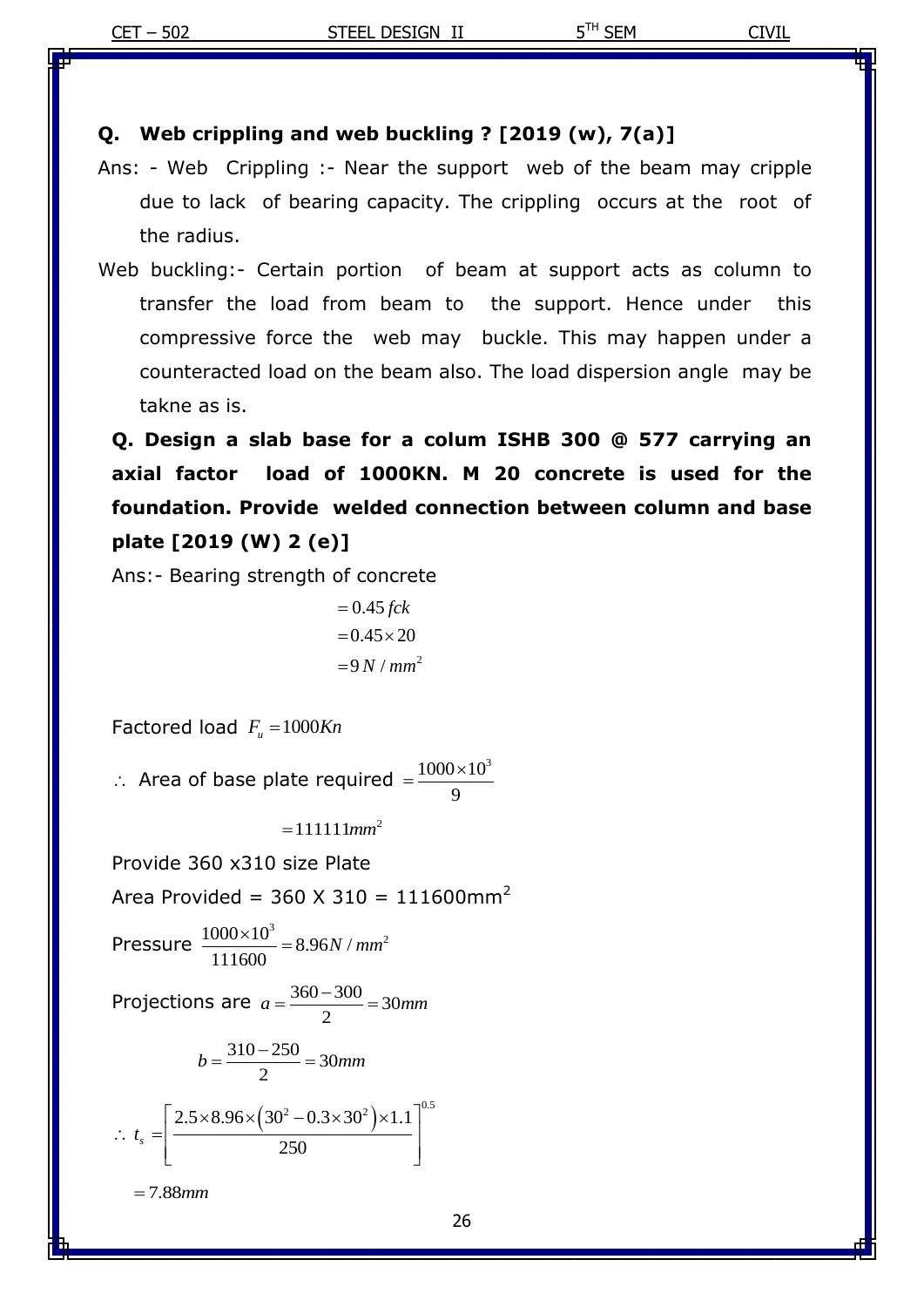**Q. Web crippling and web buckling ? [2019 (w), 7(a)]**

Ans: - Web Crippling :- Near the support web of the beam may cripple due to lack of bearing capacity. The crippling occurs at the root of the radius.

Web buckling:- Certain portion of beam at support acts as column to transfer the load from beam to the support. Hence under this compressive force the web may buckle. This may happen under a counteracted load on the beam also. The load dispersion angle may be takne as is.

**Q. Design a slab base for a colum ISHB 300 @ 577 carrying an axial factor load of 1000KN. M 20 concrete is used for the foundation. Provide welded connection between column and base plate [2019 (W) 2 (e)]**

Ans:- Bearing strength of concrete

$$= 0.45\, fck$$
$$= 0.45 \times 20$$
$$= 9\, N/mm^2$$

Factored load $F_u = 1000Kn$

$\therefore$ Area of base plate required $= \dfrac{1000 \times 10^3}{9}$

$$= 111111 mm^2$$

Provide 360 x310 size Plate

Area Provided = 360 X 310 = 111600mm$^2$

Pressure $\dfrac{1000 \times 10^3}{111600} = 8.96 N/mm^2$

Projections are $a = \dfrac{360 - 300}{2} = 30mm$

$$b = \frac{310 - 250}{2} = 30mm$$

$$\therefore\ t_s = \left[\frac{2.5 \times 8.96 \times \left(30^2 - 0.3 \times 30^2\right) \times 1.1}{250}\right]^{0.5}$$

$$= 7.88mm$$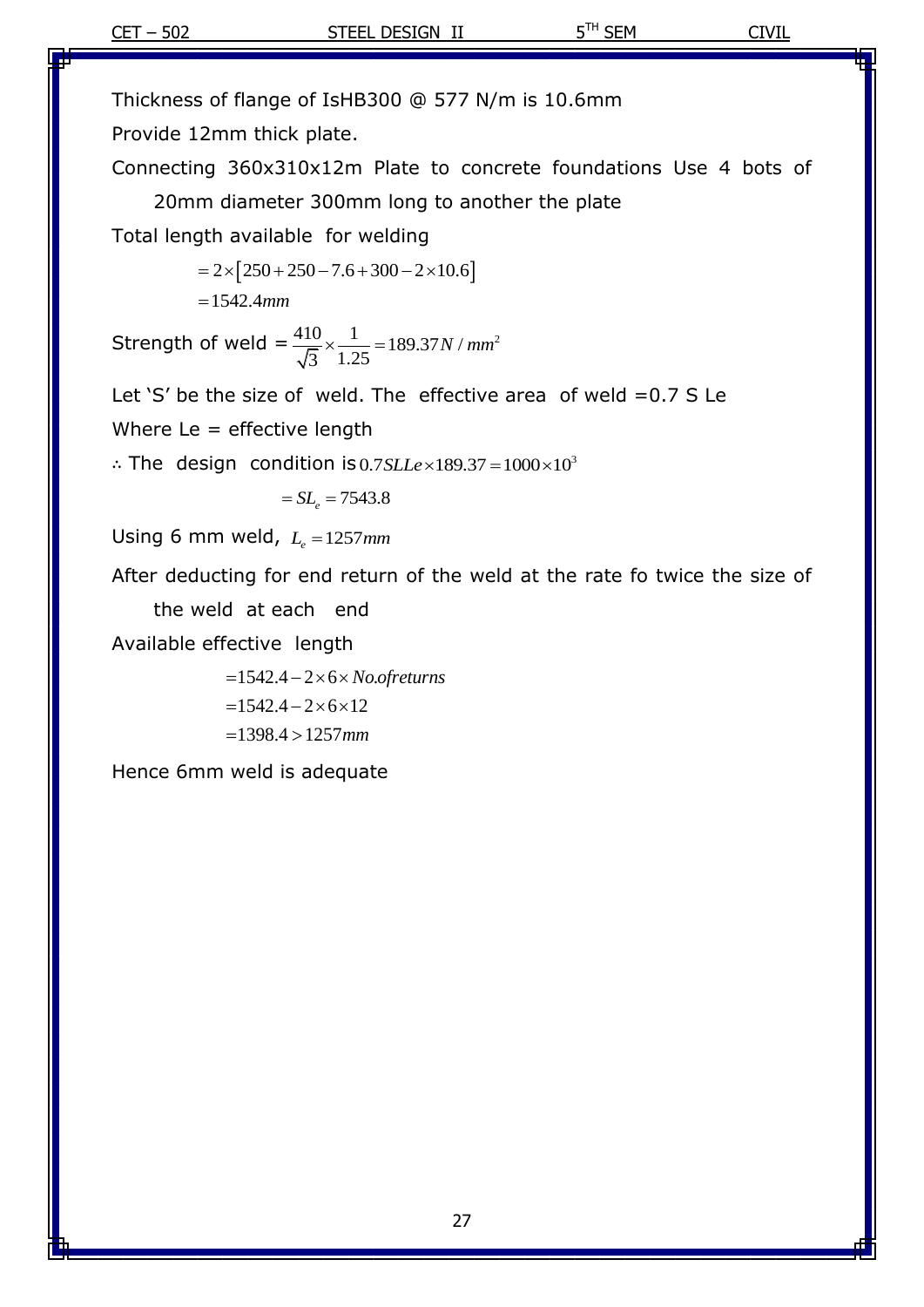Thickness of flange of IsHB300 @ 577 N/m is 10.6mm

Provide 12mm thick plate.

Connecting 360x310x12m Plate to concrete foundations Use 4 bots of 20mm diameter 300mm long to another the plate

Total length available for welding

$$= 2\times\left[250+250-7.6+300-2\times10.6\right]$$

$$=1542.4mm$$

Strength of weld = $\frac{410}{\sqrt{3}}\times\frac{1}{1.25}=189.37N/mm^2$

Let 'S' be the size of weld. The effective area of weld =0.7 S Le

Where Le = effective length

∴ The design condition is $0.7SLLe\times189.37=1000\times10^3$

$$= SL_e = 7543.8$$

Using 6 mm weld, $L_e = 1257mm$

After deducting for end return of the weld at the rate fo twice the size of the weld at each end

Available effective length

$$=1542.4-2\times6\times No.ofreturns$$

$$=1542.4-2\times6\times12$$

$$=1398.4>1257mm$$

Hence 6mm weld is adequate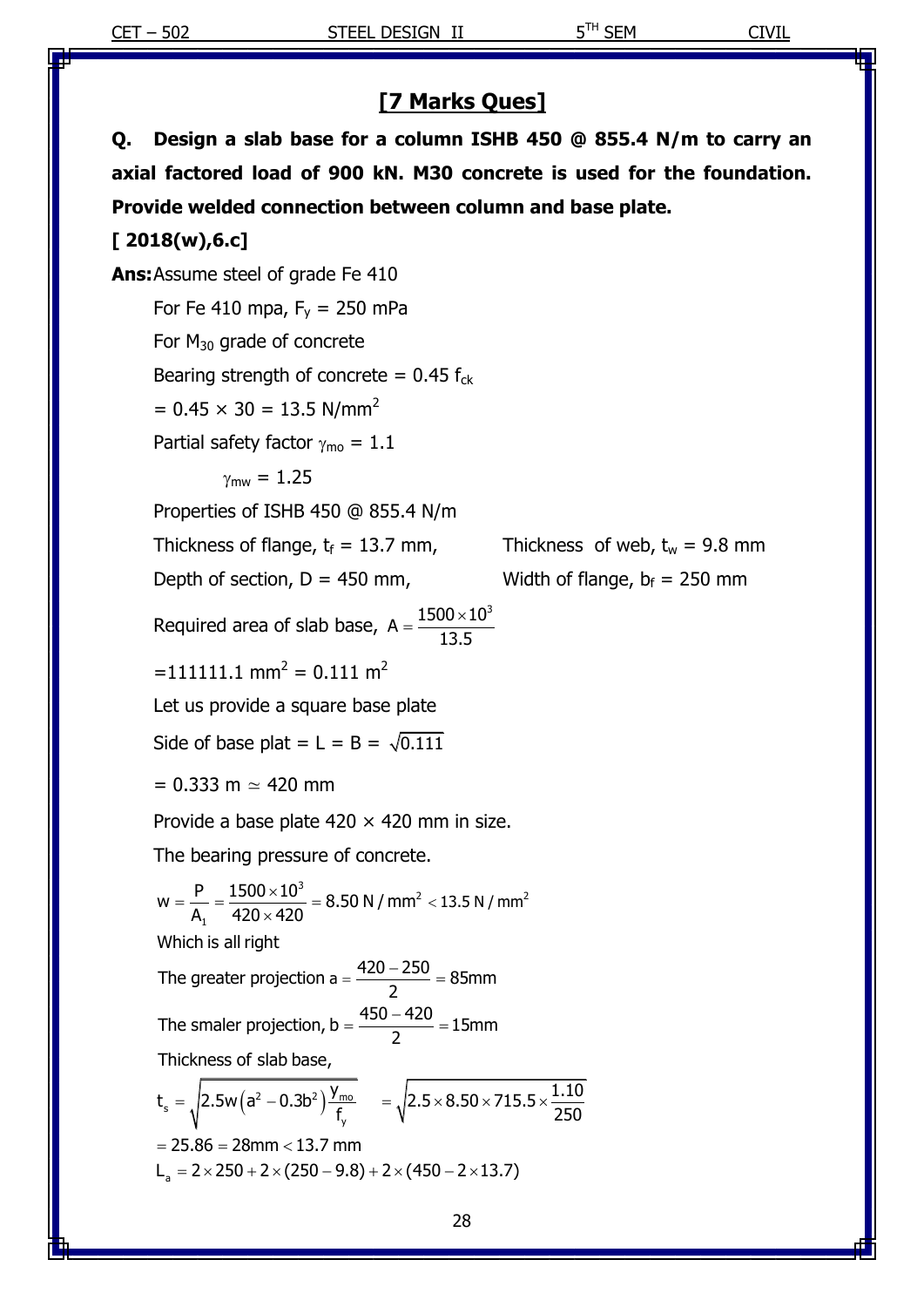## [7 Marks Ques]

**Q. Design a slab base for a column ISHB 450 @ 855.4 N/m to carry an axial factored load of 900 kN. M30 concrete is used for the foundation. Provide welded connection between column and base plate.**

**[ 2018(w),6.c]**

**Ans:** Assume steel of grade Fe 410

For Fe 410 mpa, $F_y$ = 250 mPa

For $M_{30}$ grade of concrete

Bearing strength of concrete = $0.45\ f_{ck}$

$= 0.45 \times 30 = 13.5\ \text{N/mm}^2$

Partial safety factor $\gamma_{mo} = 1.1$

$\gamma_{mw} = 1.25$

Properties of ISHB 450 @ 855.4 N/m

Thickness of flange, $t_f = 13.7$ mm, Thickness of web, $t_w = 9.8$ mm

Depth of section, D = 450 mm, Width of flange, $b_f = 250$ mm

Required area of slab base, $A = \dfrac{1500 \times 10^3}{13.5}$

$= 111111.1\ \text{mm}^2 = 0.111\ \text{m}^2$

Let us provide a square base plate

Side of base plat = L = B = $\sqrt{0.111}$

$= 0.333\ \text{m} \simeq 420\ \text{mm}$

Provide a base plate 420 × 420 mm in size.

The bearing pressure of concrete.

$$w = \frac{P}{A_1} = \frac{1500 \times 10^3}{420 \times 420} = 8.50\ \text{N/mm}^2 < 13.5\ \text{N/mm}^2$$

Which is all right

The greater projection $a = \dfrac{420 - 250}{2} = 85\text{mm}$

The smaler projection, $b = \dfrac{450 - 420}{2} = 15\text{mm}$

Thickness of slab base,

$$t_s = \sqrt{2.5w\left(a^2 - 0.3b^2\right)\frac{y_{mo}}{f_y}} \quad = \sqrt{2.5 \times 8.50 \times 715.5 \times \frac{1.10}{250}}$$

$= 25.86 = 28\text{mm} < 13.7\ \text{mm}$

$L_a = 2 \times 250 + 2 \times (250 - 9.8) + 2 \times (450 - 2 \times 13.7)$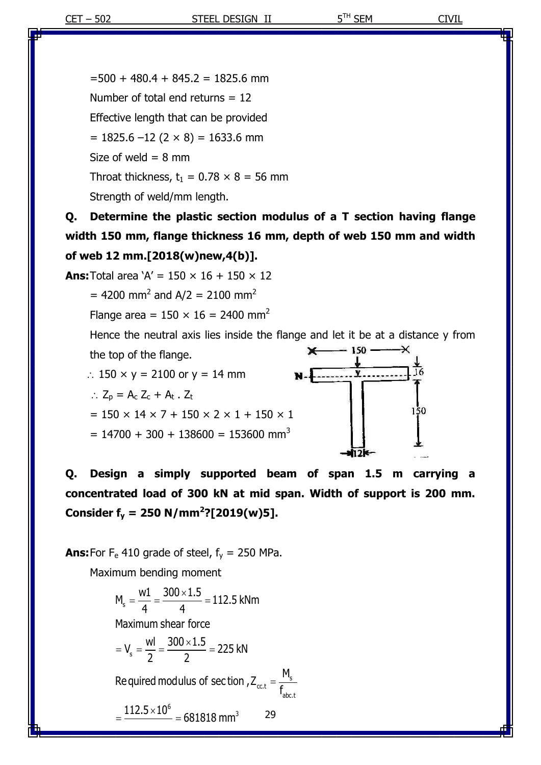=500 + 480.4 + 845.2 = 1825.6 mm

Number of total end returns = 12

Effective length that can be provided

= 1825.6 –12 (2 × 8) = 1633.6 mm

Size of weld = 8 mm

Throat thickness, $t_1 = 0.78 \times 8 = 56$ mm

Strength of weld/mm length.

**Q. Determine the plastic section modulus of a T section having flange width 150 mm, flange thickness 16 mm, depth of web 150 mm and width of web 12 mm.[2018(w)new,4(b)].**

**Ans:** Total area 'A' = 150 × 16 + 150 × 12

= 4200 mm$^2$ and A/2 = 2100 mm$^2$

Flange area = 150 × 16 = 2400 mm$^2$

Hence the neutral axis lies inside the flange and let it be at a distance y from the top of the flange.

$\therefore$ 150 × y = 2100 or y = 14 mm

$\therefore Z_p = A_c Z_c + A_t . Z_t$

= 150 × 14 × 7 + 150 × 2 × 1 + 150 × 1

= 14700 + 300 + 138600 = 153600 mm$^3$

**Q. Design a simply supported beam of span 1.5 m carrying a concentrated load of 300 kN at mid span. Width of support is 200 mm. Consider $f_y$ = 250 N/mm$^2$?[2019(w)5].**

**Ans:** For $F_e$ 410 grade of steel, $f_y$ = 250 MPa.

Maximum bending moment

$$M_s = \frac{w1}{4} = \frac{300 \times 1.5}{4} = 112.5 \text{ kNm}$$

Maximum shear force

$$= V_s = \frac{wl}{2} = \frac{300 \times 1.5}{2} = 225 \text{ kN}$$

Required modulus of section, $Z_{cc.t} = \dfrac{M_s}{f_{abc.t}}$

$$= \frac{112.5 \times 10^6}{} = 681818 \text{ mm}^3$$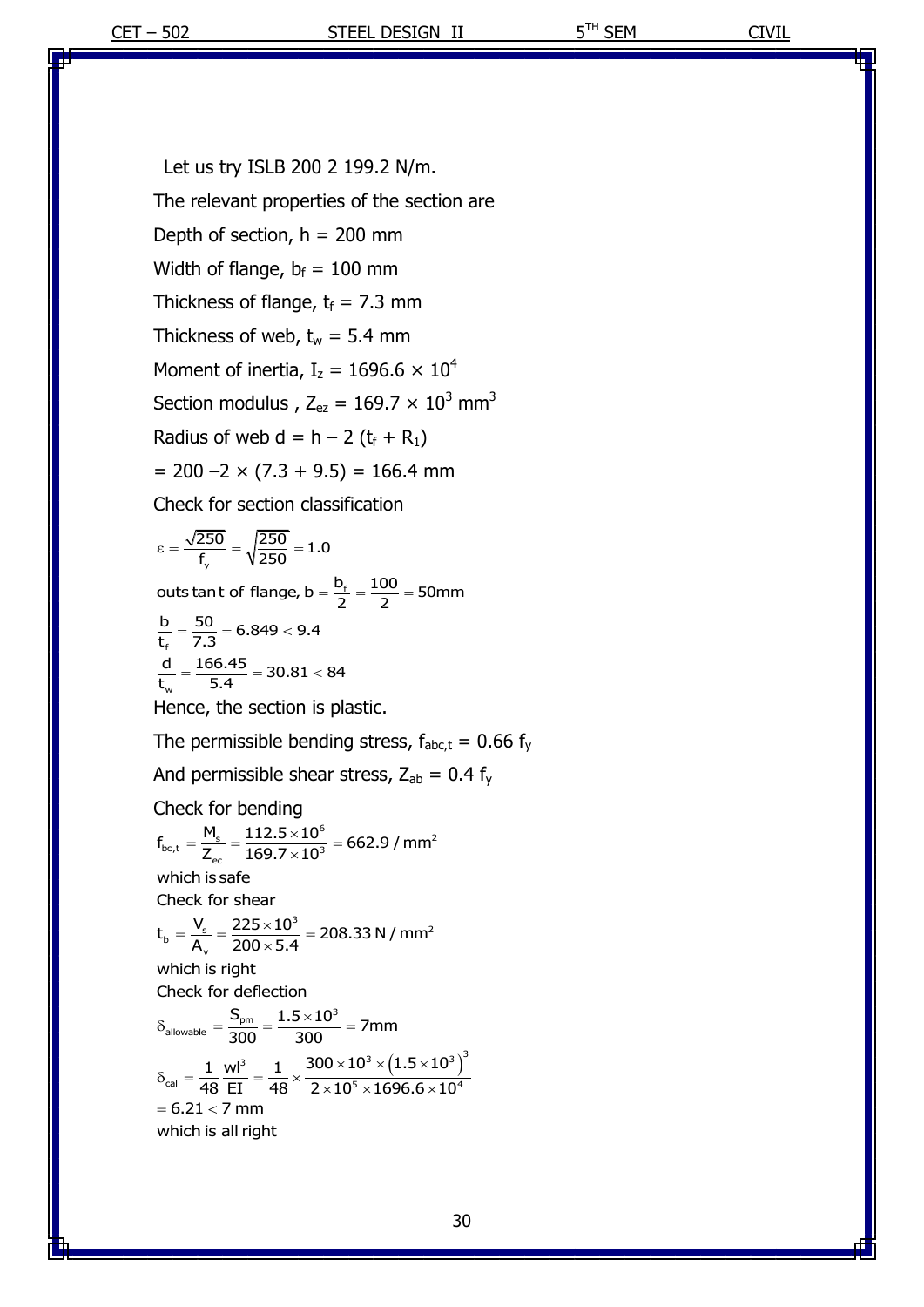Let us try ISLB 200 2 199.2 N/m.

The relevant properties of the section are

Depth of section, h = 200 mm

Width of flange, $b_f$ = 100 mm

Thickness of flange, $t_f$ = 7.3 mm

Thickness of web, $t_w$ = 5.4 mm

Moment of inertia, $I_z = 1696.6 \times 10^4$

Section modulus , $Z_{ez} = 169.7 \times 10^3$ mm$^3$

Radius of web $d = h - 2\,(t_f + R_1)$

$= 200 - 2 \times (7.3 + 9.5) = 166.4$ mm

Check for section classification

$$\varepsilon = \frac{\sqrt{250}}{f_y} = \sqrt{\frac{250}{250}} = 1.0$$

$$\text{outstant of flange, } b = \frac{b_f}{2} = \frac{100}{2} = 50\text{mm}$$

$$\frac{b}{t_f} = \frac{50}{7.3} = 6.849 < 9.4$$

$$\frac{d}{t_w} = \frac{166.45}{5.4} = 30.81 < 84$$

Hence, the section is plastic.

The permissible bending stress, $f_{abc,t} = 0.66\, f_y$

And permissible shear stress, $Z_{ab} = 0.4\, f_y$

Check for bending

$$f_{bc,t} = \frac{M_s}{Z_{ec}} = \frac{112.5 \times 10^6}{169.7 \times 10^3} = 662.9\,/\,\text{mm}^2$$

which is safe

Check for shear

$$t_b = \frac{V_s}{A_v} = \frac{225 \times 10^3}{200 \times 5.4} = 208.33\ \text{N}/\text{mm}^2$$

which is right

Check for deflection

$$\delta_{allowable} = \frac{S_{pm}}{300} = \frac{1.5 \times 10^3}{300} = 7\text{mm}$$

$$\delta_{cal} = \frac{1}{48}\frac{wl^3}{EI} = \frac{1}{48} \times \frac{300 \times 10^3 \times \left(1.5 \times 10^3\right)^3}{2 \times 10^5 \times 1696.6 \times 10^4}$$

$= 6.21 < 7$ mm

which is all right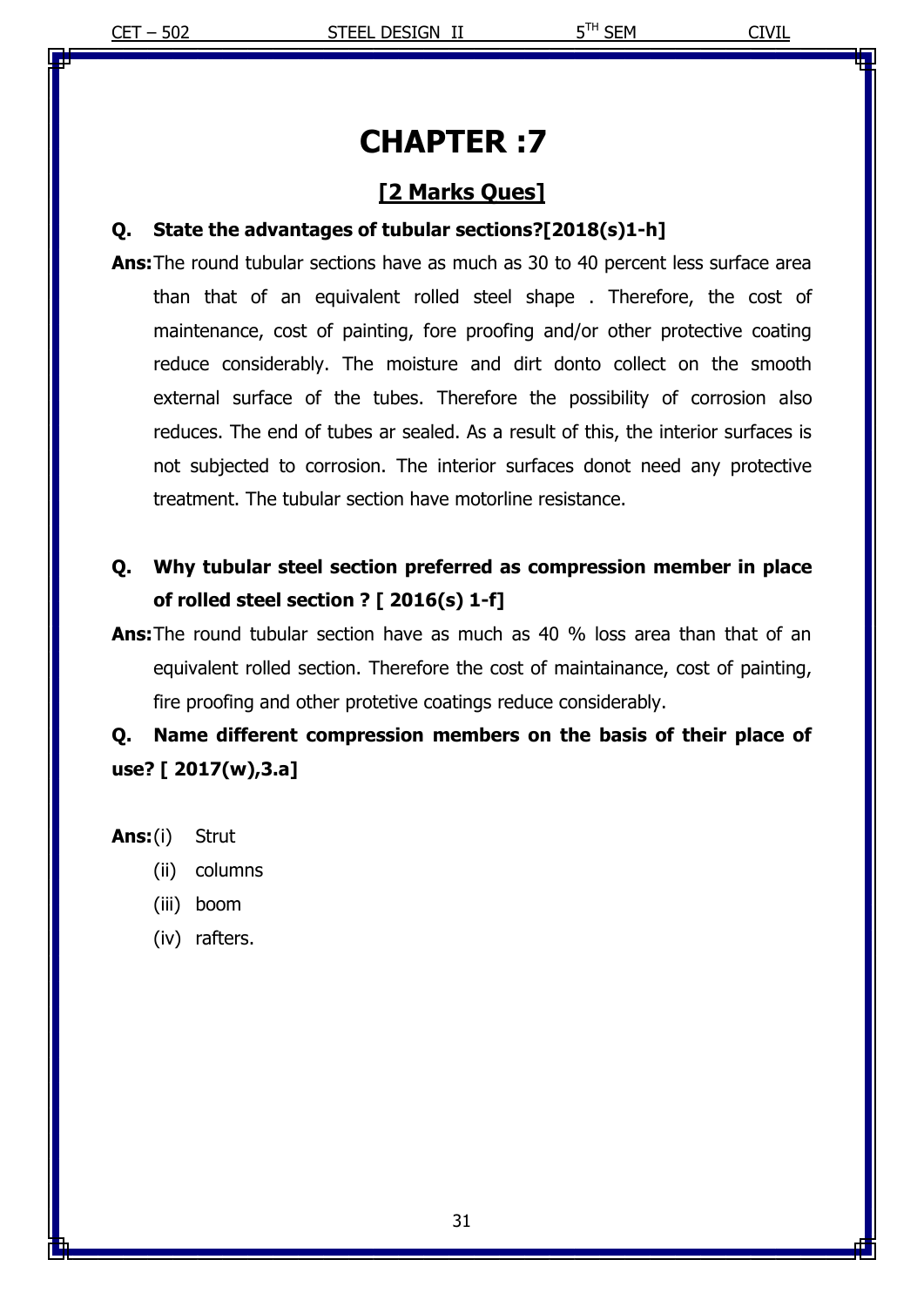# CHAPTER :7

## [2 Marks Ques]

**Q. State the advantages of tubular sections?[2018(s)1-h]**

**Ans:** The round tubular sections have as much as 30 to 40 percent less surface area than that of an equivalent rolled steel shape . Therefore, the cost of maintenance, cost of painting, fore proofing and/or other protective coating reduce considerably. The moisture and dirt donto collect on the smooth external surface of the tubes. Therefore the possibility of corrosion also reduces. The end of tubes ar sealed. As a result of this, the interior surfaces is not subjected to corrosion. The interior surfaces donot need any protective treatment. The tubular section have motorline resistance.

**Q. Why tubular steel section preferred as compression member in place of rolled steel section ? [ 2016(s) 1-f]**

**Ans:** The round tubular section have as much as 40 % loss area than that of an equivalent rolled section. Therefore the cost of maintainance, cost of painting, fire proofing and other protetive coatings reduce considerably.

**Q. Name different compression members on the basis of their place of use? [ 2017(w),3.a]**

**Ans:**
(i) Strut
(ii) columns
(iii) boom
(iv) rafters.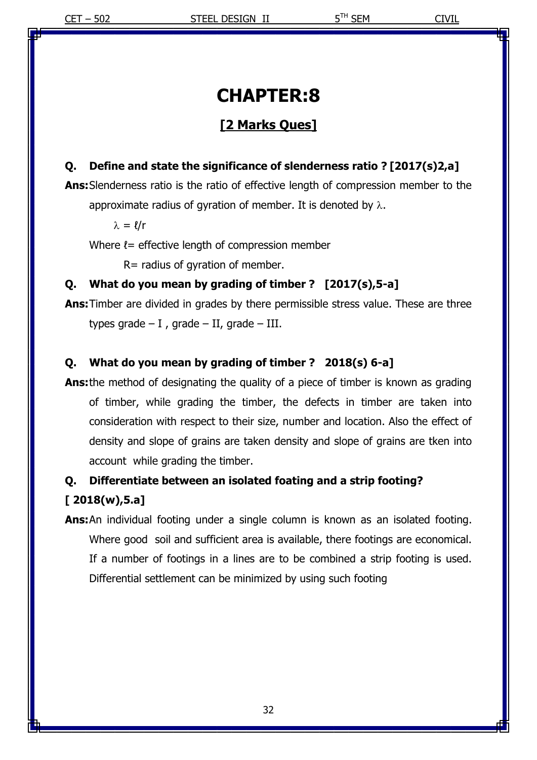# CHAPTER:8

## [2 Marks Ques]

**Q. Define and state the significance of slenderness ratio ? [2017(s)2,a]**

**Ans:** Slenderness ratio is the ratio of effective length of compression member to the approximate radius of gyration of member. It is denoted by $\lambda$.

$\lambda = \ell/r$

Where $\ell$= effective length of compression member

R= radius of gyration of member.

**Q. What do you mean by grading of timber ? [2017(s),5-a]**

**Ans:** Timber are divided in grades by there permissible stress value. These are three types grade – I , grade – II, grade – III.

**Q. What do you mean by grading of timber ? 2018(s) 6-a]**

**Ans:** the method of designating the quality of a piece of timber is known as grading of timber, while grading the timber, the defects in timber are taken into consideration with respect to their size, number and location. Also the effect of density and slope of grains are taken density and slope of grains are tken into account while grading the timber.

**Q. Differentiate between an isolated foating and a strip footing? [ 2018(w),5.a]**

**Ans:** An individual footing under a single column is known as an isolated footing. Where good soil and sufficient area is available, there footings are economical. If a number of footings in a lines are to be combined a strip footing is used. Differential settlement can be minimized by using such footing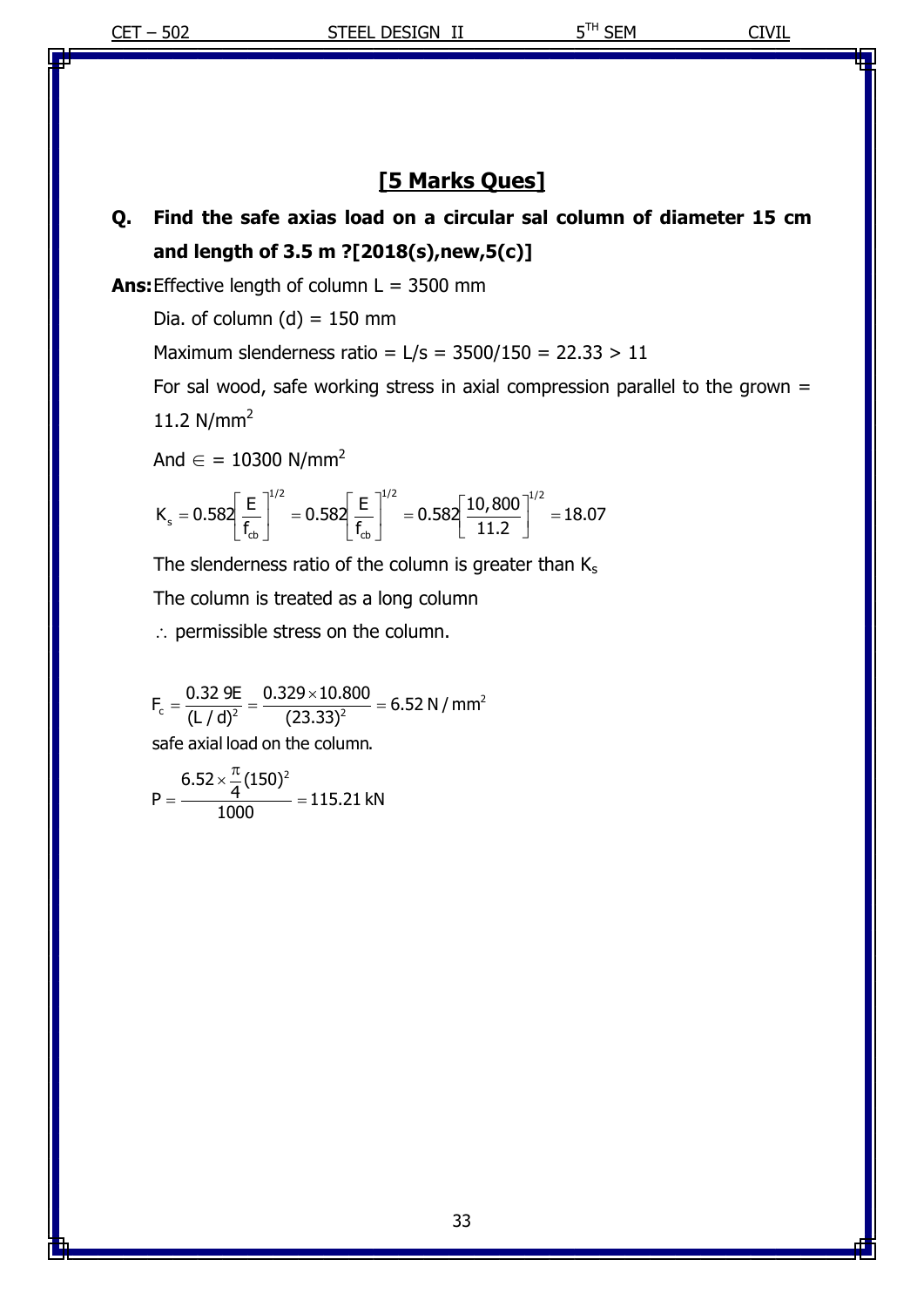## [5 Marks Ques]

**Q. Find the safe axias load on a circular sal column of diameter 15 cm and length of 3.5 m ?[2018(s),new,5(c)]**

**Ans:** Effective length of column L = 3500 mm

Dia. of column (d) = 150 mm

Maximum slenderness ratio = L/s = 3500/150 = 22.33 > 11

For sal wood, safe working stress in axial compression parallel to the grown = 11.2 N/mm$^2$

And $\in$ = 10300 N/mm$^2$

$$K_s = 0.582\left[\frac{E}{f_{cb}}\right]^{1/2} = 0.582\left[\frac{E}{f_{cb}}\right]^{1/2} = 0.582\left[\frac{10,800}{11.2}\right]^{1/2} = 18.07$$

The slenderness ratio of the column is greater than $K_s$

The column is treated as a long column

$\therefore$ permissible stress on the column.

$$F_c = \frac{0.32\,9E}{(L/d)^2} = \frac{0.329 \times 10.800}{(23.33)^2} = 6.52\ N/mm^2$$

safe axial load on the column.

$$P = \frac{6.52 \times \frac{\pi}{4}(150)^2}{1000} = 115.21\ kN$$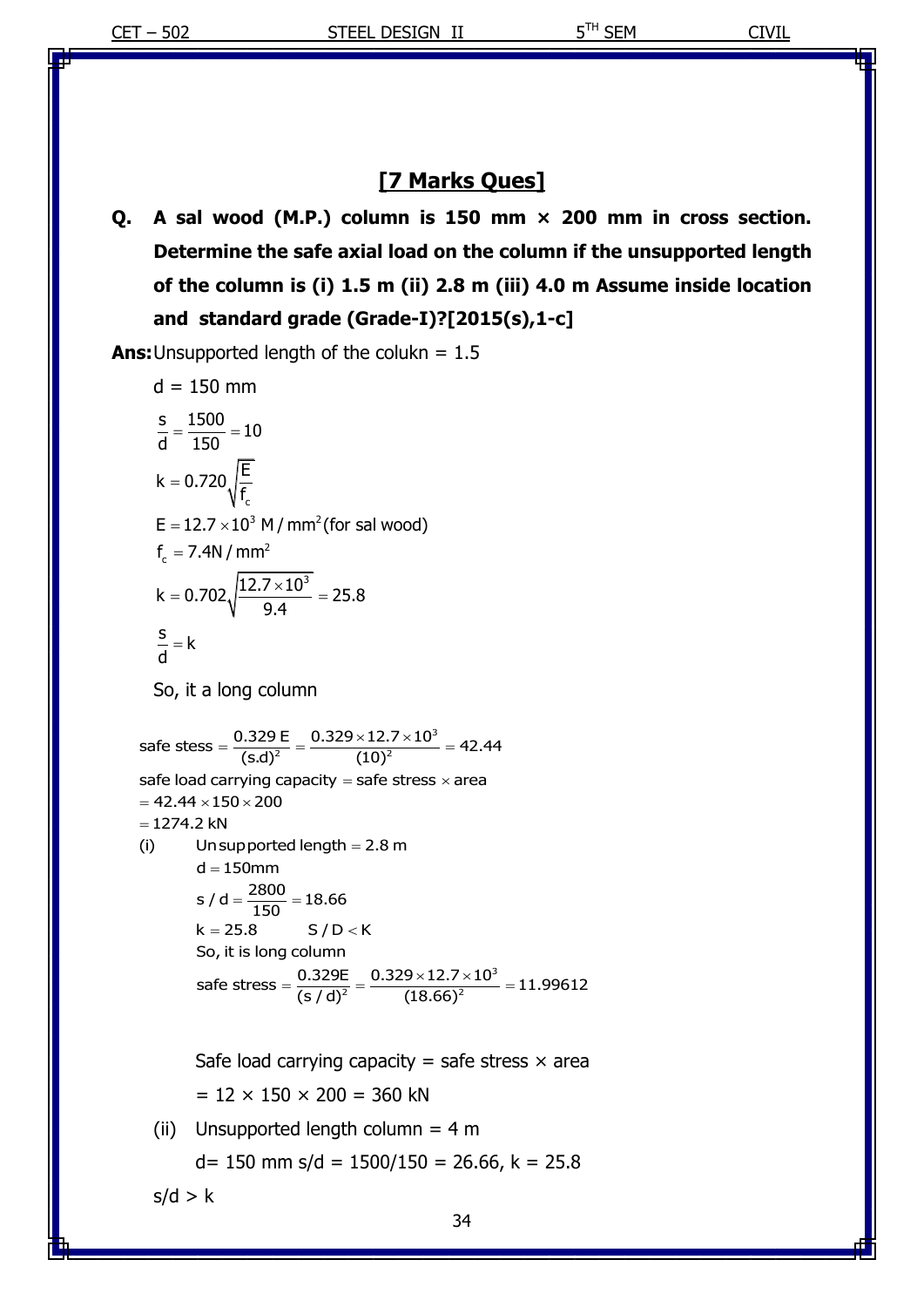## [7 Marks Ques]

**Q. A sal wood (M.P.) column is 150 mm × 200 mm in cross section. Determine the safe axial load on the column if the unsupported length of the column is (i) 1.5 m (ii) 2.8 m (iii) 4.0 m Assume inside location and standard grade (Grade-I)?[2015(s),1-c]**

**Ans:** Unsupported length of the colukn = 1.5

d = 150 mm

$$\frac{s}{d} = \frac{1500}{150} = 10$$

$$k = 0.720\sqrt{\frac{E}{f_c}}$$

$$E = 12.7 \times 10^3 \text{ M/mm}^2 \text{(for sal wood)}$$

$$f_c = 7.4 \text{N/mm}^2$$

$$k = 0.702\sqrt{\frac{12.7 \times 10^3}{9.4}} = 25.8$$

$$\frac{s}{d} = k$$

So, it a long column

$$\text{safe stess} = \frac{0.329\,E}{(s.d)^2} = \frac{0.329 \times 12.7 \times 10^3}{(10)^2} = 42.44$$

safe load carrying capacity = safe stress × area

$= 42.44 \times 150 \times 200$

$= 1274.2$ kN

(i) Unsupported length = 2.8 m

d = 150mm

$$s/d = \frac{2800}{150} = 18.66$$

$k = 25.8 \qquad S/D < K$

So, it is long column

$$\text{safe stress} = \frac{0.329E}{(s/d)^2} = \frac{0.329 \times 12.7 \times 10^3}{(18.66)^2} = 11.99612$$

Safe load carrying capacity = safe stress × area

= 12 × 150 × 200 = 360 kN

(ii) Unsupported length column = 4 m

d= 150 mm s/d = 1500/150 = 26.66, k = 25.8

s/d > k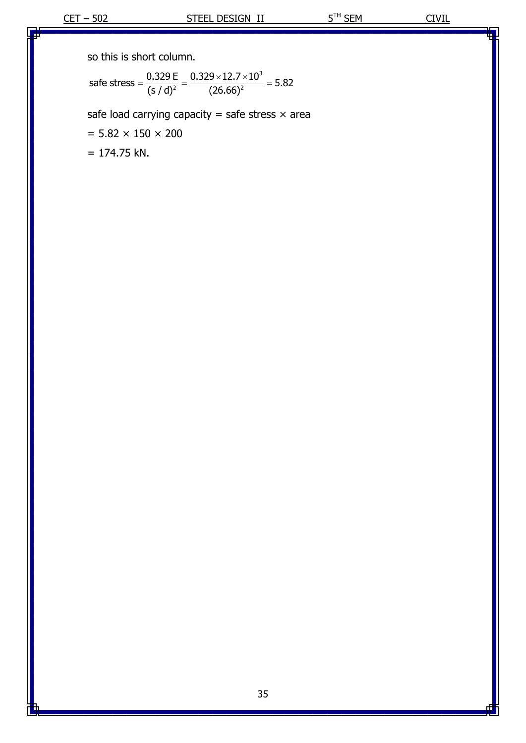so this is short column.

$$\text{safe stress} = \frac{0.329\,E}{(s/d)^2} = \frac{0.329 \times 12.7 \times 10^3}{(26.66)^2} = 5.82$$

safe load carrying capacity = safe stress × area

= 5.82 × 150 × 200

= 174.75 kN.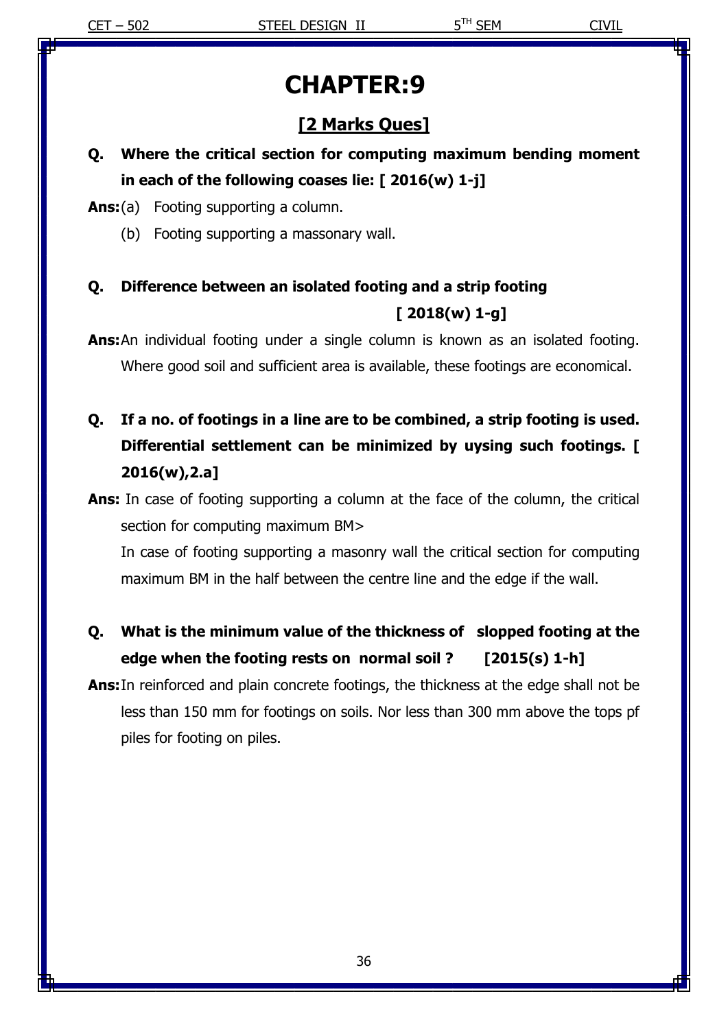# CHAPTER:9

## [2 Marks Ques]

**Q. Where the critical section for computing maximum bending moment in each of the following coases lie: [ 2016(w) 1-j]**

**Ans:** (a) Footing supporting a column.

(b) Footing supporting a massonary wall.

**Q. Difference between an isolated footing and a strip footing [ 2018(w) 1-g]**

**Ans:** An individual footing under a single column is known as an isolated footing. Where good soil and sufficient area is available, these footings are economical.

**Q. If a no. of footings in a line are to be combined, a strip footing is used. Differential settlement can be minimized by uysing such footings. [ 2016(w),2.a]**

**Ans:** In case of footing supporting a column at the face of the column, the critical section for computing maximum BM>

In case of footing supporting a masonry wall the critical section for computing maximum BM in the half between the centre line and the edge if the wall.

**Q. What is the minimum value of the thickness of slopped footing at the edge when the footing rests on normal soil ? [2015(s) 1-h]**

**Ans:** In reinforced and plain concrete footings, the thickness at the edge shall not be less than 150 mm for footings on soils. Nor less than 300 mm above the tops pf piles for footing on piles.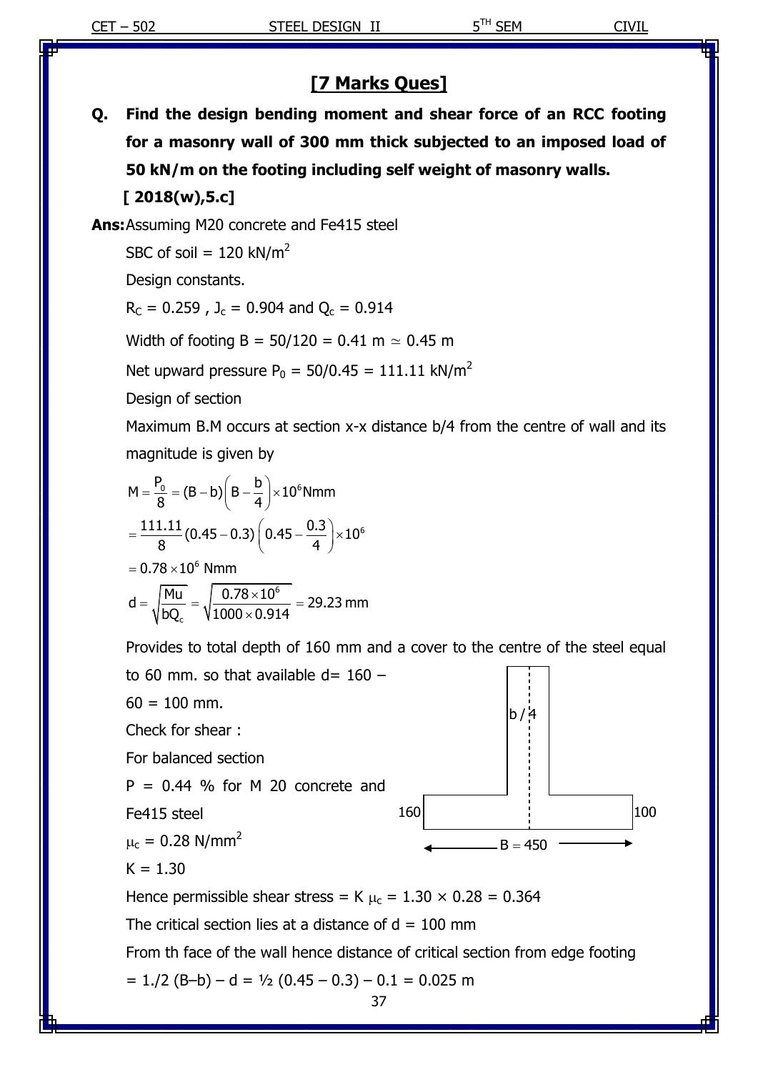## [7 Marks Ques]

**Q. Find the design bending moment and shear force of an RCC footing for a masonry wall of 300 mm thick subjected to an imposed load of 50 kN/m on the footing including self weight of masonry walls.**
**[ 2018(w),5.c]**

**Ans:** Assuming M20 concrete and Fe415 steel

SBC of soil = 120 kN/m$^2$

Design constants.

$R_C = 0.259$ , $J_c = 0.904$ and $Q_c = 0.914$

Width of footing B = 50/120 = 0.41 m $\simeq$ 0.45 m

Net upward pressure $P_0 = 50/0.45 = 111.11$ kN/m$^2$

Design of section

Maximum B.M occurs at section x-x distance b/4 from the centre of wall and its magnitude is given by

$$M = \frac{P_0}{8} = (B - b)\left(B - \frac{b}{4}\right) \times 10^6 \text{Nmm}$$

$$= \frac{111.11}{8}(0.45 - 0.3)\left(0.45 - \frac{0.3}{4}\right) \times 10^6$$

$$= 0.78 \times 10^6 \text{ Nmm}$$

$$d = \sqrt{\frac{Mu}{bQ_c}} = \sqrt{\frac{0.78 \times 10^6}{1000 \times 0.914}} = 29.23 \text{ mm}$$

Provides to total depth of 160 mm and a cover to the centre of the steel equal to 60 mm. so that available d= 160 – 60 = 100 mm.

Check for shear :

For balanced section

P = 0.44 % for M 20 concrete and Fe415 steel

$\mu_c = 0.28$ N/mm$^2$

K = 1.30

Hence permissible shear stress = K $\mu_c$ = 1.30 × 0.28 = 0.364

The critical section lies at a distance of d = 100 mm

From th face of the wall hence distance of critical section from edge footing

= 1./2 (B–b) – d = ½ (0.45 – 0.3) – 0.1 = 0.025 m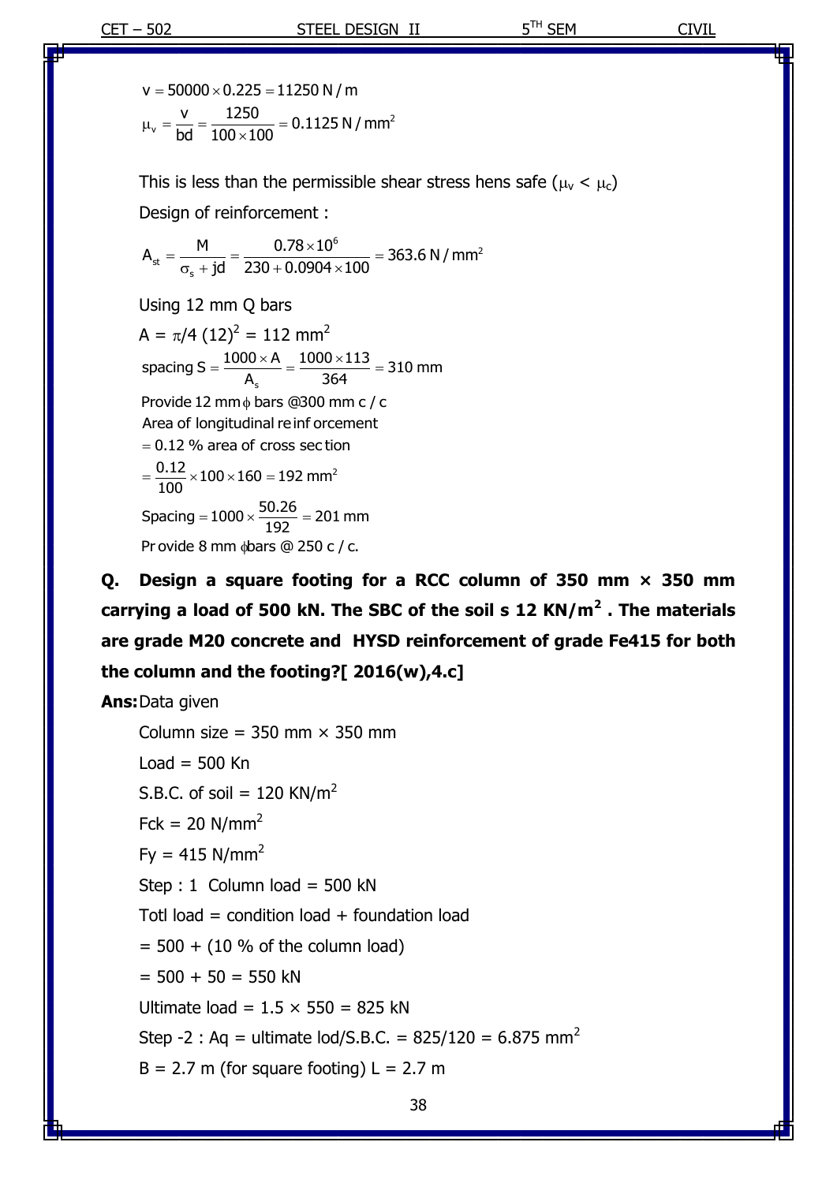$$v = 50000 \times 0.225 = 11250\ N/m$$

$$\mu_v = \frac{v}{bd} = \frac{1250}{100 \times 100} = 0.1125\ N/mm^2$$

This is less than the permissible shear stress hens safe ($\mu_v < \mu_c$)

Design of reinforcement :

$$A_{st} = \frac{M}{\sigma_s + jd} = \frac{0.78 \times 10^6}{230 + 0.0904 \times 100} = 363.6\ N/mm^2$$

Using 12 mm Q bars

A = $\pi/4\ (12)^2 = 112\ mm^2$

$$\text{spacing } S = \frac{1000 \times A}{A_s} = \frac{1000 \times 113}{364} = 310\ mm$$

Provide 12 mm $\phi$ bars @300 mm c / c

Area of longitudinal reinforcement

$= 0.12$ % area of cross section

$$= \frac{0.12}{100} \times 100 \times 160 = 192\ mm^2$$

$$\text{Spacing} = 1000 \times \frac{50.26}{192} = 201\ mm$$

Provide 8 mm $\phi$bars @ 250 c / c.

**Q. Design a square footing for a RCC column of 350 mm × 350 mm carrying a load of 500 kN. The SBC of the soil s 12 KN/m$^2$ . The materials are grade M20 concrete and HYSD reinforcement of grade Fe415 for both the column and the footing?[ 2016(w),4.c]**

**Ans:** Data given

Column size = 350 mm × 350 mm

Load = 500 Kn

S.B.C. of soil = 120 KN/m$^2$

Fck = 20 N/mm$^2$

Fy = 415 N/mm$^2$

Step : 1 Column load = 500 kN

Totl load = condition load + foundation load

= 500 + (10 % of the column load)

= 500 + 50 = 550 kN

Ultimate load = 1.5 × 550 = 825 kN

Step -2 : Aq = ultimate lod/S.B.C. = 825/120 = 6.875 mm$^2$

B = 2.7 m (for square footing) L = 2.7 m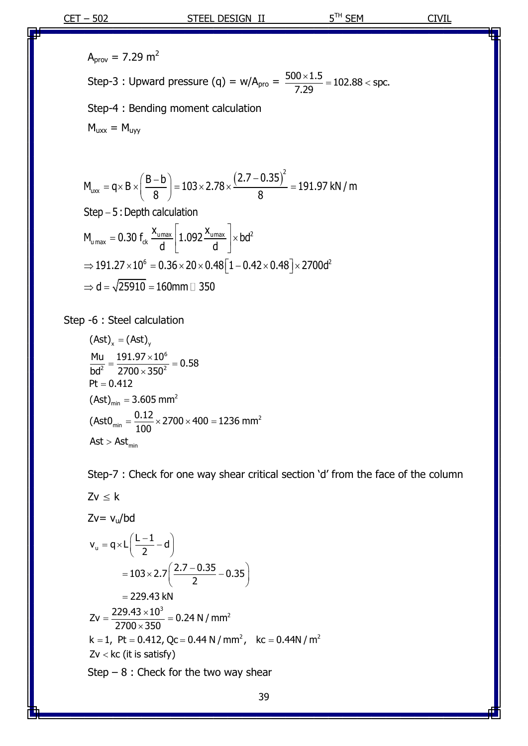$A_{prov} = 7.29\ m^2$

Step-3 : Upward pressure (q) = w/$A_{pro}$ = $\frac{500 \times 1.5}{7.29} = 102.88 < \text{spc.}$

Step-4 : Bending moment calculation

$M_{uxx} = M_{uyy}$

$$M_{uxx} = q \times B \times \left(\frac{B-b}{8}\right) = 103 \times 2.78 \times \frac{(2.7-0.35)^2}{8} = 191.97\ kN/m$$

Step – 5 : Depth calculation

$$M_{u\,max} = 0.30\ f_{ck}\ \frac{x_{u\,max}}{d}\left[1.092\frac{x_{u\,max}}{d}\right] \times bd^2$$

$$\Rightarrow 191.27 \times 10^6 = 0.36 \times 20 \times 0.48\left[1 - 0.42 \times 0.48\right] \times 2700d^2$$

$$\Rightarrow d = \sqrt{25910} = 160mm \;\square\; 350$$

Step -6 : Steel calculation

$(Ast)_x = (Ast)_y$

$$\frac{Mu}{bd^2} = \frac{191.97 \times 10^6}{2700 \times 350^2} = 0.58$$

$Pt = 0.412$

$(Ast)_{min} = 3.605\ mm^2$

$$(Ast0_{min} = \frac{0.12}{100} \times 2700 \times 400 = 1236\ mm^2$$

$Ast > Ast_{min}$

Step-7 : Check for one way shear critical section 'd' from the face of the column

$Zv \leq k$

$Zv = v_u/bd$

$$v_u = q \times L\left(\frac{L-1}{2} - d\right)$$

$$= 103 \times 2.7\left(\frac{2.7-0.35}{2} - 0.35\right)$$

$$= 229.43\ kN$$

$$Zv = \frac{229.43 \times 10^3}{2700 \times 350} = 0.24\ N/mm^2$$

$k = 1,\ Pt = 0.412,\ Qc = 0.44\ N/mm^2, \quad kc = 0.44N/m^2$

$Zv < kc$ (it is satisfy)

Step – 8 : Check for the two way shear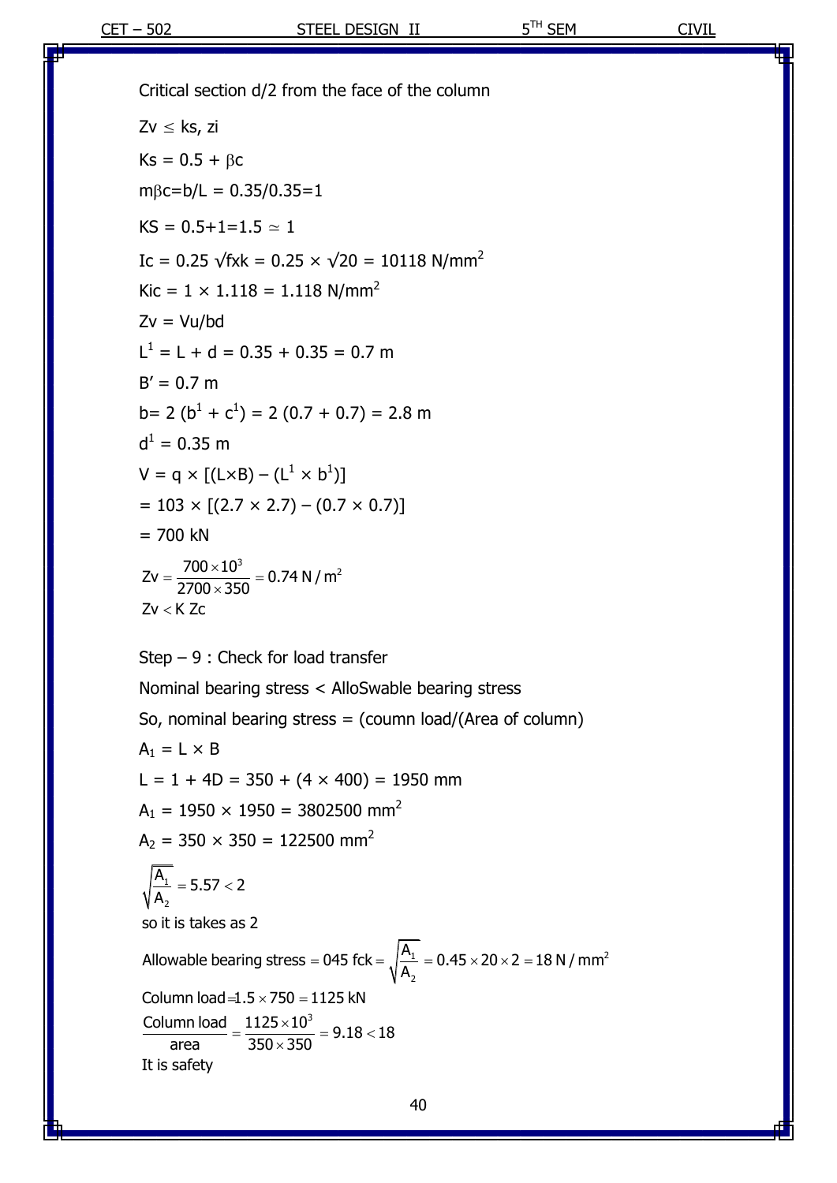Critical section d/2 from the face of the column

$Zv \leq ks, zi$

$Ks = 0.5 + \beta c$

$m\beta c = b/L = 0.35/0.35 = 1$

$KS = 0.5 + 1 = 1.5 \simeq 1$

$Ic = 0.25\ \sqrt{fxk} = 0.25 \times \sqrt{20} = 10118\ N/mm^2$

$Kic = 1 \times 1.118 = 1.118\ N/mm^2$

$Zv = Vu/bd$

$L^1 = L + d = 0.35 + 0.35 = 0.7$ m

$B' = 0.7$ m

$b = 2\ (b^1 + c^1) = 2\ (0.7 + 0.7) = 2.8$ m

$d^1 = 0.35$ m

$V = q \times [(L \times B) - (L^1 \times b^1)]$

$= 103 \times [(2.7 \times 2.7) - (0.7 \times 0.7)]$

$= 700$ kN

$$Zv = \frac{700 \times 10^3}{2700 \times 350} = 0.74\ N/m^2$$

$Zv < K\ Zc$

Step – 9 : Check for load transfer

Nominal bearing stress < AlloSwable bearing stress

So, nominal bearing stress = (coumn load/(Area of column)

$A_1 = L \times B$

$L = 1 + 4D = 350 + (4 \times 400) = 1950$ mm

$A_1 = 1950 \times 1950 = 3802500\ mm^2$

$A_2 = 350 \times 350 = 122500\ mm^2$

$$\sqrt{\frac{A_1}{A_2}} = 5.57 < 2$$

so it is takes as 2

$$\text{Allowable bearing stress} = 045\ fck = \sqrt{\frac{A_1}{A_2}} = 0.45 \times 20 \times 2 = 18\ N/mm^2$$

Column load $= 1.5 \times 750 = 1125$ kN

$$\frac{\text{Column load}}{\text{area}} = \frac{1125 \times 10^3}{350 \times 350} = 9.18 < 18$$

It is safety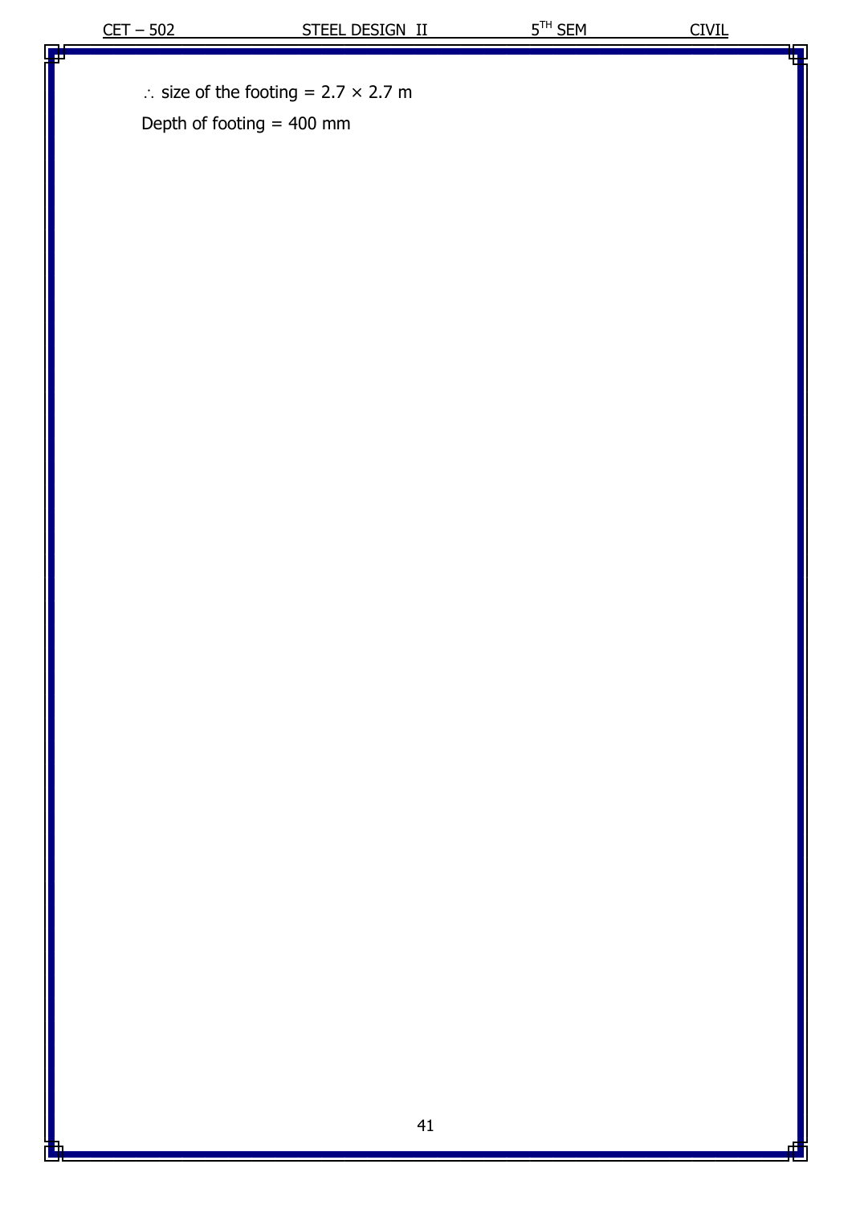$\therefore$ size of the footing = 2.7 × 2.7 m

Depth of footing = 400 mm